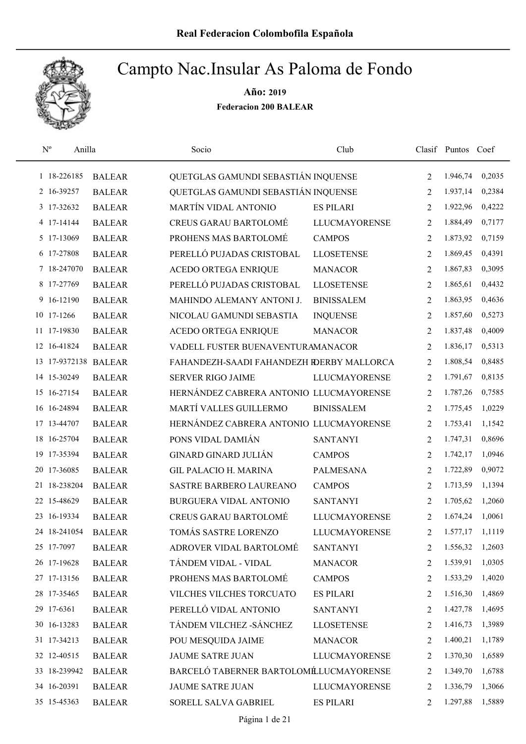**Real Federacion Colombofila Española**

# Campto Nac.Insular As Paloma de Fondo

**Año:** 2019

**Federacion 200 BALEAR**

| Nº | Anilla | | Socio | Club | Clasif | Puntos | Coef |
|---|---|---|---|---|---|---|---|
| 1 | 18-226185 | BALEAR | QUETGLAS GAMUNDI SEBASTIÁN | INQUENSE | 2 | 1.946,74 | 0,2035 |
| 2 | 16-39257 | BALEAR | QUETGLAS GAMUNDI SEBASTIÁN | INQUENSE | 2 | 1.937,14 | 0,2384 |
| 3 | 17-32632 | BALEAR | MARTÍN VIDAL ANTONIO | ES PILARI | 2 | 1.922,96 | 0,4222 |
| 4 | 17-14144 | BALEAR | CREUS GARAU BARTOLOMÉ | LLUCMAYORENSE | 2 | 1.884,49 | 0,7177 |
| 5 | 17-13069 | BALEAR | PROHENS MAS BARTOLOMÉ | CAMPOS | 2 | 1.873,92 | 0,7159 |
| 6 | 17-27808 | BALEAR | PERELLÓ PUJADAS CRISTOBAL | LLOSETENSE | 2 | 1.869,45 | 0,4391 |
| 7 | 18-247070 | BALEAR | ACEDO ORTEGA ENRIQUE | MANACOR | 2 | 1.867,83 | 0,3095 |
| 8 | 17-27769 | BALEAR | PERELLÓ PUJADAS CRISTOBAL | LLOSETENSE | 2 | 1.865,61 | 0,4432 |
| 9 | 16-12190 | BALEAR | MAHINDO ALEMANY ANTONI J. | BINISSALEM | 2 | 1.863,95 | 0,4636 |
| 10 | 17-1266 | BALEAR | NICOLAU GAMUNDI SEBASTIA | INQUENSE | 2 | 1.857,60 | 0,5273 |
| 11 | 17-19830 | BALEAR | ACEDO ORTEGA ENRIQUE | MANACOR | 2 | 1.837,48 | 0,4009 |
| 12 | 16-41824 | BALEAR | VADELL FUSTER BUENAVENTURA | MANACOR | 2 | 1.836,17 | 0,5313 |
| 13 | 17-9372138 | BALEAR | FAHANDEZH-SAADI FAHANDEZH R | DERBY MALLORCA | 2 | 1.808,54 | 0,8485 |
| 14 | 15-30249 | BALEAR | SERVER RIGO JAIME | LLUCMAYORENSE | 2 | 1.791,67 | 0,8135 |
| 15 | 16-27154 | BALEAR | HERNÁNDEZ CABRERA ANTONIO | LLUCMAYORENSE | 2 | 1.787,26 | 0,7585 |
| 16 | 16-24894 | BALEAR | MARTÍ VALLES GUILLERMO | BINISSALEM | 2 | 1.775,45 | 1,0229 |
| 17 | 13-44707 | BALEAR | HERNÁNDEZ CABRERA ANTONIO | LLUCMAYORENSE | 2 | 1.753,41 | 1,1542 |
| 18 | 16-25704 | BALEAR | PONS VIDAL DAMIÁN | SANTANYI | 2 | 1.747,31 | 0,8696 |
| 19 | 17-35394 | BALEAR | GINARD GINARD JULIÁN | CAMPOS | 2 | 1.742,17 | 1,0946 |
| 20 | 17-36085 | BALEAR | GIL PALACIO H. MARINA | PALMESANA | 2 | 1.722,89 | 0,9072 |
| 21 | 18-238204 | BALEAR | SASTRE BARBERO LAUREANO | CAMPOS | 2 | 1.713,59 | 1,1394 |
| 22 | 15-48629 | BALEAR | BURGUERA VIDAL ANTONIO | SANTANYI | 2 | 1.705,62 | 1,2060 |
| 23 | 16-19334 | BALEAR | CREUS GARAU BARTOLOMÉ | LLUCMAYORENSE | 2 | 1.674,24 | 1,0061 |
| 24 | 18-241054 | BALEAR | TOMÁS SASTRE LORENZO | LLUCMAYORENSE | 2 | 1.577,17 | 1,1119 |
| 25 | 17-7097 | BALEAR | ADROVER VIDAL BARTOLOMÉ | SANTANYI | 2 | 1.556,32 | 1,2603 |
| 26 | 17-19628 | BALEAR | TÁNDEM VIDAL - VIDAL | MANACOR | 2 | 1.539,91 | 1,0305 |
| 27 | 17-13156 | BALEAR | PROHENS MAS BARTOLOMÉ | CAMPOS | 2 | 1.533,29 | 1,4020 |
| 28 | 17-35465 | BALEAR | VILCHES VILCHES TORCUATO | ES PILARI | 2 | 1.516,30 | 1,4869 |
| 29 | 17-6361 | BALEAR | PERELLÓ VIDAL ANTONIO | SANTANYI | 2 | 1.427,78 | 1,4695 |
| 30 | 16-13283 | BALEAR | TÁNDEM VILCHEZ -SÁNCHEZ | LLOSETENSE | 2 | 1.416,73 | 1,3989 |
| 31 | 17-34213 | BALEAR | POU MESQUIDA JAIME | MANACOR | 2 | 1.400,21 | 1,1789 |
| 32 | 12-40515 | BALEAR | JAUME SATRE JUAN | LLUCMAYORENSE | 2 | 1.370,30 | 1,6589 |
| 33 | 18-239942 | BALEAR | BARCELÓ TABERNER BARTOLOMÉ | LLUCMAYORENSE | 2 | 1.349,70 | 1,6788 |
| 34 | 16-20391 | BALEAR | JAUME SATRE JUAN | LLUCMAYORENSE | 2 | 1.336,79 | 1,3066 |
| 35 | 15-45363 | BALEAR | SORELL SALVA GABRIEL | ES PILARI | 2 | 1.297,88 | 1,5889 |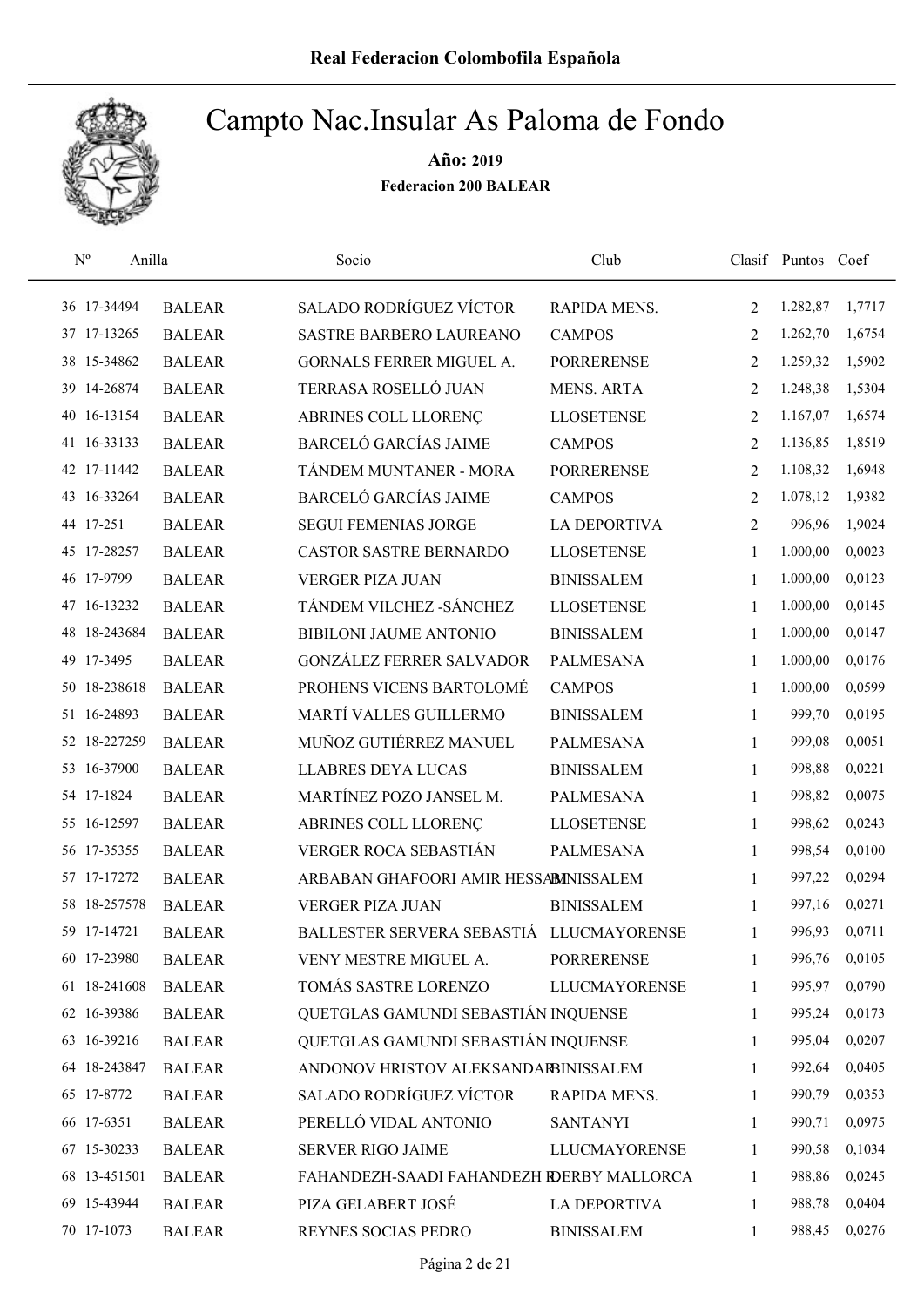# Campto Nac.Insular As Paloma de Fondo

**Año: 2019**

**Federacion 200 BALEAR**

| Nº | Anilla | | Socio | Club | Clasif | Puntos | Coef |
|---|---|---|---|---|---|---|---|
| 36 | 17-34494 | BALEAR | SALADO RODRÍGUEZ VÍCTOR | RAPIDA MENS. | 2 | 1.282,87 | 1,7717 |
| 37 | 17-13265 | BALEAR | SASTRE BARBERO LAUREANO | CAMPOS | 2 | 1.262,70 | 1,6754 |
| 38 | 15-34862 | BALEAR | GORNALS FERRER MIGUEL A. | PORRERENSE | 2 | 1.259,32 | 1,5902 |
| 39 | 14-26874 | BALEAR | TERRASA ROSELLÓ JUAN | MENS. ARTA | 2 | 1.248,38 | 1,5304 |
| 40 | 16-13154 | BALEAR | ABRINES COLL LLORENÇ | LLOSETENSE | 2 | 1.167,07 | 1,6574 |
| 41 | 16-33133 | BALEAR | BARCELÓ GARCÍAS JAIME | CAMPOS | 2 | 1.136,85 | 1,8519 |
| 42 | 17-11442 | BALEAR | TÁNDEM MUNTANER - MORA | PORRERENSE | 2 | 1.108,32 | 1,6948 |
| 43 | 16-33264 | BALEAR | BARCELÓ GARCÍAS JAIME | CAMPOS | 2 | 1.078,12 | 1,9382 |
| 44 | 17-251 | BALEAR | SEGUI FEMENIAS JORGE | LA DEPORTIVA | 2 | 996,96 | 1,9024 |
| 45 | 17-28257 | BALEAR | CASTOR SASTRE BERNARDO | LLOSETENSE | 1 | 1.000,00 | 0,0023 |
| 46 | 17-9799 | BALEAR | VERGER PIZA JUAN | BINISSALEM | 1 | 1.000,00 | 0,0123 |
| 47 | 16-13232 | BALEAR | TÁNDEM VILCHEZ -SÁNCHEZ | LLOSETENSE | 1 | 1.000,00 | 0,0145 |
| 48 | 18-243684 | BALEAR | BIBILONI JAUME ANTONIO | BINISSALEM | 1 | 1.000,00 | 0,0147 |
| 49 | 17-3495 | BALEAR | GONZÁLEZ FERRER SALVADOR | PALMESANA | 1 | 1.000,00 | 0,0176 |
| 50 | 18-238618 | BALEAR | PROHENS VICENS BARTOLOMÉ | CAMPOS | 1 | 1.000,00 | 0,0599 |
| 51 | 16-24893 | BALEAR | MARTÍ VALLES GUILLERMO | BINISSALEM | 1 | 999,70 | 0,0195 |
| 52 | 18-227259 | BALEAR | MUÑOZ GUTIÉRREZ MANUEL | PALMESANA | 1 | 999,08 | 0,0051 |
| 53 | 16-37900 | BALEAR | LLABRES DEYA LUCAS | BINISSALEM | 1 | 998,88 | 0,0221 |
| 54 | 17-1824 | BALEAR | MARTÍNEZ POZO JANSEL M. | PALMESANA | 1 | 998,82 | 0,0075 |
| 55 | 16-12597 | BALEAR | ABRINES COLL LLORENÇ | LLOSETENSE | 1 | 998,62 | 0,0243 |
| 56 | 17-35355 | BALEAR | VERGER ROCA SEBASTIÁN | PALMESANA | 1 | 998,54 | 0,0100 |
| 57 | 17-17272 | BALEAR | ARBABAN GHAFOORI AMIR HESSAM | BINISSALEM | 1 | 997,22 | 0,0294 |
| 58 | 18-257578 | BALEAR | VERGER PIZA JUAN | BINISSALEM | 1 | 997,16 | 0,0271 |
| 59 | 17-14721 | BALEAR | BALLESTER SERVERA SEBASTIÁ | LLUCMAYORENSE | 1 | 996,93 | 0,0711 |
| 60 | 17-23980 | BALEAR | VENY MESTRE MIGUEL A. | PORRERENSE | 1 | 996,76 | 0,0105 |
| 61 | 18-241608 | BALEAR | TOMÁS SASTRE LORENZO | LLUCMAYORENSE | 1 | 995,97 | 0,0790 |
| 62 | 16-39386 | BALEAR | QUETGLAS GAMUNDI SEBASTIÁN | INQUENSE | 1 | 995,24 | 0,0173 |
| 63 | 16-39216 | BALEAR | QUETGLAS GAMUNDI SEBASTIÁN | INQUENSE | 1 | 995,04 | 0,0207 |
| 64 | 18-243847 | BALEAR | ANDONOV HRISTOV ALEKSANDAR | BINISSALEM | 1 | 992,64 | 0,0405 |
| 65 | 17-8772 | BALEAR | SALADO RODRÍGUEZ VÍCTOR | RAPIDA MENS. | 1 | 990,79 | 0,0353 |
| 66 | 17-6351 | BALEAR | PERELLÓ VIDAL ANTONIO | SANTANYI | 1 | 990,71 | 0,0975 |
| 67 | 15-30233 | BALEAR | SERVER RIGO JAIME | LLUCMAYORENSE | 1 | 990,58 | 0,1034 |
| 68 | 13-451501 | BALEAR | FAHANDEZH-SAADI FAHANDEZH R | DERBY MALLORCA | 1 | 988,86 | 0,0245 |
| 69 | 15-43944 | BALEAR | PIZA GELABERT JOSÉ | LA DEPORTIVA | 1 | 988,78 | 0,0404 |
| 70 | 17-1073 | BALEAR | REYNES SOCIAS PEDRO | BINISSALEM | 1 | 988,45 | 0,0276 |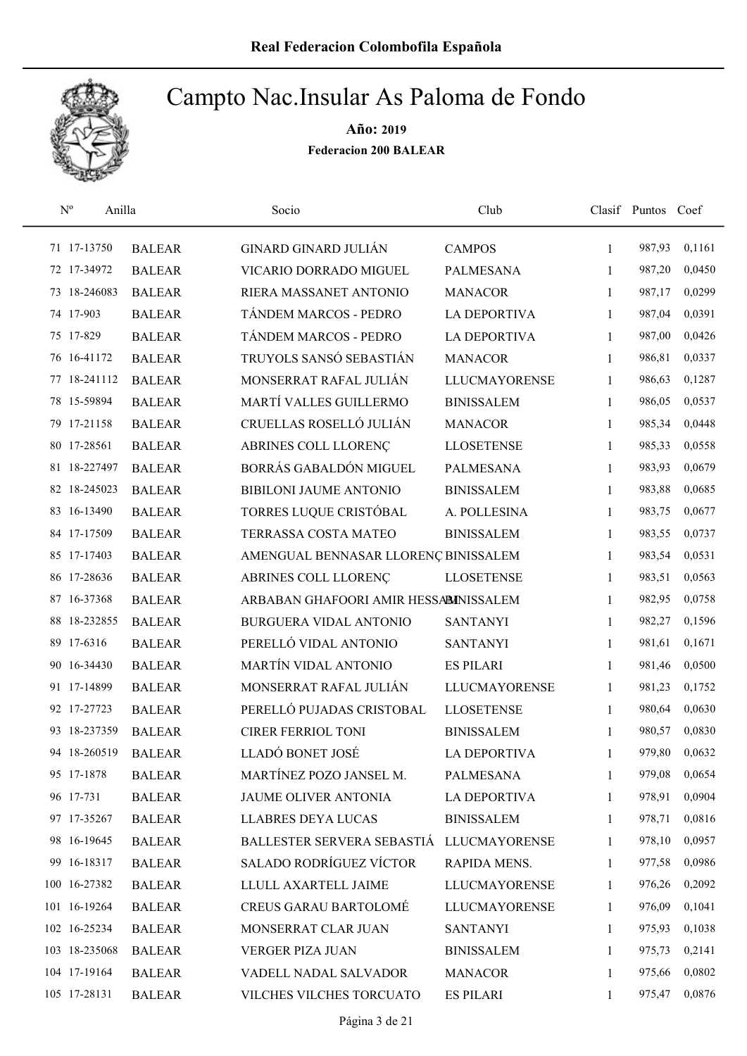# Campto Nac.Insular As Paloma de Fondo

**Año: 2019**

**Federacion 200 BALEAR**

| Nº | Anilla | | Socio | Club | Clasif | Puntos | Coef |
|---|---|---|---|---|---|---|---|
| 71 | 17-13750 | BALEAR | GINARD GINARD JULIÁN | CAMPOS | 1 | 987,93 | 0,1161 |
| 72 | 17-34972 | BALEAR | VICARIO DORRADO MIGUEL | PALMESANA | 1 | 987,20 | 0,0450 |
| 73 | 18-246083 | BALEAR | RIERA MASSANET ANTONIO | MANACOR | 1 | 987,17 | 0,0299 |
| 74 | 17-903 | BALEAR | TÁNDEM MARCOS - PEDRO | LA DEPORTIVA | 1 | 987,04 | 0,0391 |
| 75 | 17-829 | BALEAR | TÁNDEM MARCOS - PEDRO | LA DEPORTIVA | 1 | 987,00 | 0,0426 |
| 76 | 16-41172 | BALEAR | TRUYOLS SANSÓ SEBASTIÁN | MANACOR | 1 | 986,81 | 0,0337 |
| 77 | 18-241112 | BALEAR | MONSERRAT RAFAL JULIÁN | LLUCMAYORENSE | 1 | 986,63 | 0,1287 |
| 78 | 15-59894 | BALEAR | MARTÍ VALLES GUILLERMO | BINISSALEM | 1 | 986,05 | 0,0537 |
| 79 | 17-21158 | BALEAR | CRUELLAS ROSELLÓ JULIÁN | MANACOR | 1 | 985,34 | 0,0448 |
| 80 | 17-28561 | BALEAR | ABRINES COLL LLORENÇ | LLOSETENSE | 1 | 985,33 | 0,0558 |
| 81 | 18-227497 | BALEAR | BORRÁS GABALDÓN MIGUEL | PALMESANA | 1 | 983,93 | 0,0679 |
| 82 | 18-245023 | BALEAR | BIBILONI JAUME ANTONIO | BINISSALEM | 1 | 983,88 | 0,0685 |
| 83 | 16-13490 | BALEAR | TORRES LUQUE CRISTÓBAL | A. POLLESINA | 1 | 983,75 | 0,0677 |
| 84 | 17-17509 | BALEAR | TERRASSA COSTA MATEO | BINISSALEM | 1 | 983,55 | 0,0737 |
| 85 | 17-17403 | BALEAR | AMENGUAL BENNASAR LLORENÇ | BINISSALEM | 1 | 983,54 | 0,0531 |
| 86 | 17-28636 | BALEAR | ABRINES COLL LLORENÇ | LLOSETENSE | 1 | 983,51 | 0,0563 |
| 87 | 16-37368 | BALEAR | ARBABAN GHAFOORI AMIR HESSAM | BINISSALEM | 1 | 982,95 | 0,0758 |
| 88 | 18-232855 | BALEAR | BURGUERA VIDAL ANTONIO | SANTANYI | 1 | 982,27 | 0,1596 |
| 89 | 17-6316 | BALEAR | PERELLÓ VIDAL ANTONIO | SANTANYI | 1 | 981,61 | 0,1671 |
| 90 | 16-34430 | BALEAR | MARTÍN VIDAL ANTONIO | ES PILARI | 1 | 981,46 | 0,0500 |
| 91 | 17-14899 | BALEAR | MONSERRAT RAFAL JULIÁN | LLUCMAYORENSE | 1 | 981,23 | 0,1752 |
| 92 | 17-27723 | BALEAR | PERELLÓ PUJADAS CRISTOBAL | LLOSETENSE | 1 | 980,64 | 0,0630 |
| 93 | 18-237359 | BALEAR | CIRER FERRIOL TONI | BINISSALEM | 1 | 980,57 | 0,0830 |
| 94 | 18-260519 | BALEAR | LLADÓ BONET JOSÉ | LA DEPORTIVA | 1 | 979,80 | 0,0632 |
| 95 | 17-1878 | BALEAR | MARTÍNEZ POZO JANSEL M. | PALMESANA | 1 | 979,08 | 0,0654 |
| 96 | 17-731 | BALEAR | JAUME OLIVER ANTONIA | LA DEPORTIVA | 1 | 978,91 | 0,0904 |
| 97 | 17-35267 | BALEAR | LLABRES DEYA LUCAS | BINISSALEM | 1 | 978,71 | 0,0816 |
| 98 | 16-19645 | BALEAR | BALLESTER SERVERA SEBASTIÁ | LLUCMAYORENSE | 1 | 978,10 | 0,0957 |
| 99 | 16-18317 | BALEAR | SALADO RODRÍGUEZ VÍCTOR | RAPIDA MENS. | 1 | 977,58 | 0,0986 |
| 100 | 16-27382 | BALEAR | LLULL AXARTELL JAIME | LLUCMAYORENSE | 1 | 976,26 | 0,2092 |
| 101 | 16-19264 | BALEAR | CREUS GARAU BARTOLOMÉ | LLUCMAYORENSE | 1 | 976,09 | 0,1041 |
| 102 | 16-25234 | BALEAR | MONSERRAT CLAR JUAN | SANTANYI | 1 | 975,93 | 0,1038 |
| 103 | 18-235068 | BALEAR | VERGER PIZA JUAN | BINISSALEM | 1 | 975,73 | 0,2141 |
| 104 | 17-19164 | BALEAR | VADELL NADAL SALVADOR | MANACOR | 1 | 975,66 | 0,0802 |
| 105 | 17-28131 | BALEAR | VILCHES VILCHES TORCUATO | ES PILARI | 1 | 975,47 | 0,0876 |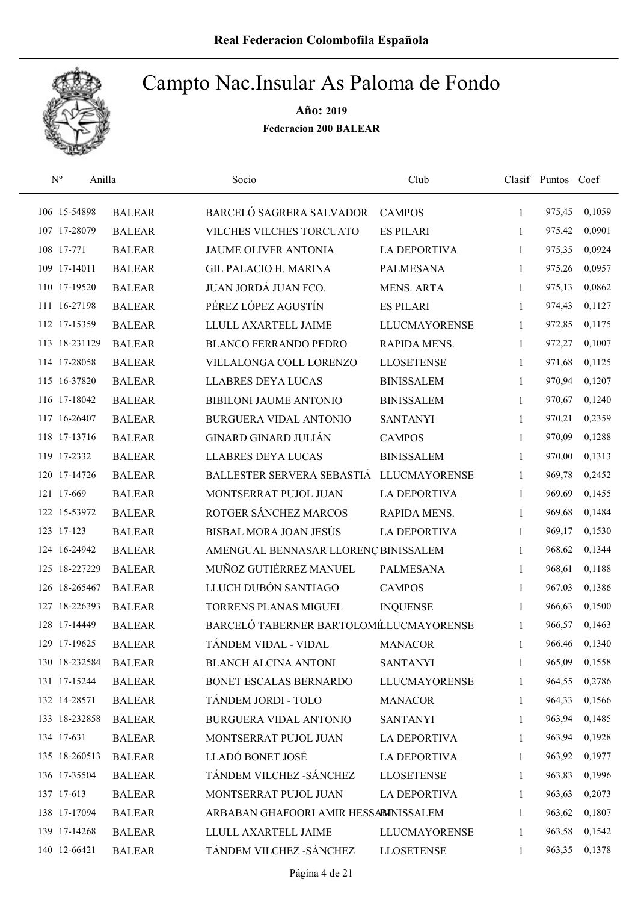Real Federacion Colombofila Española

# Campto Nac.Insular As Paloma de Fondo

**Año: 2019**

**Federacion 200 BALEAR**

| Nº | Anilla | | Socio | Club | Clasif | Puntos | Coef |
|---|---|---|---|---|---|---|---|
| 106 | 15-54898 | BALEAR | BARCELÓ SAGRERA SALVADOR | CAMPOS | 1 | 975,45 | 0,1059 |
| 107 | 17-28079 | BALEAR | VILCHES VILCHES TORCUATO | ES PILARI | 1 | 975,42 | 0,0901 |
| 108 | 17-771 | BALEAR | JAUME OLIVER ANTONIA | LA DEPORTIVA | 1 | 975,35 | 0,0924 |
| 109 | 17-14011 | BALEAR | GIL PALACIO H. MARINA | PALMESANA | 1 | 975,26 | 0,0957 |
| 110 | 17-19520 | BALEAR | JUAN JORDÁ JUAN FCO. | MENS. ARTA | 1 | 975,13 | 0,0862 |
| 111 | 16-27198 | BALEAR | PÉREZ LÓPEZ AGUSTÍN | ES PILARI | 1 | 974,43 | 0,1127 |
| 112 | 17-15359 | BALEAR | LLULL AXARTELL JAIME | LLUCMAYORENSE | 1 | 972,85 | 0,1175 |
| 113 | 18-231129 | BALEAR | BLANCO FERRANDO PEDRO | RAPIDA MENS. | 1 | 972,27 | 0,1007 |
| 114 | 17-28058 | BALEAR | VILLALONGA COLL LORENZO | LLOSETENSE | 1 | 971,68 | 0,1125 |
| 115 | 16-37820 | BALEAR | LLABRES DEYA LUCAS | BINISSALEM | 1 | 970,94 | 0,1207 |
| 116 | 17-18042 | BALEAR | BIBILONI JAUME ANTONIO | BINISSALEM | 1 | 970,67 | 0,1240 |
| 117 | 16-26407 | BALEAR | BURGUERA VIDAL ANTONIO | SANTANYI | 1 | 970,21 | 0,2359 |
| 118 | 17-13716 | BALEAR | GINARD GINARD JULIÁN | CAMPOS | 1 | 970,09 | 0,1288 |
| 119 | 17-2332 | BALEAR | LLABRES DEYA LUCAS | BINISSALEM | 1 | 970,00 | 0,1313 |
| 120 | 17-14726 | BALEAR | BALLESTER SERVERA SEBASTIÁ | LLUCMAYORENSE | 1 | 969,78 | 0,2452 |
| 121 | 17-669 | BALEAR | MONTSERRAT PUJOL JUAN | LA DEPORTIVA | 1 | 969,69 | 0,1455 |
| 122 | 15-53972 | BALEAR | ROTGER SÁNCHEZ MARCOS | RAPIDA MENS. | 1 | 969,68 | 0,1484 |
| 123 | 17-123 | BALEAR | BISBAL MORA JOAN JESÚS | LA DEPORTIVA | 1 | 969,17 | 0,1530 |
| 124 | 16-24942 | BALEAR | AMENGUAL BENNASAR LLORENÇ | BINISSALEM | 1 | 968,62 | 0,1344 |
| 125 | 18-227229 | BALEAR | MUÑOZ GUTIÉRREZ MANUEL | PALMESANA | 1 | 968,61 | 0,1188 |
| 126 | 18-265467 | BALEAR | LLUCH DUBÓN SANTIAGO | CAMPOS | 1 | 967,03 | 0,1386 |
| 127 | 18-226393 | BALEAR | TORRENS PLANAS MIGUEL | INQUENSE | 1 | 966,63 | 0,1500 |
| 128 | 17-14449 | BALEAR | BARCELÓ TABERNER BARTOLOMÉ | LLUCMAYORENSE | 1 | 966,57 | 0,1463 |
| 129 | 17-19625 | BALEAR | TÁNDEM VIDAL - VIDAL | MANACOR | 1 | 966,46 | 0,1340 |
| 130 | 18-232584 | BALEAR | BLANCH ALCINA ANTONI | SANTANYI | 1 | 965,09 | 0,1558 |
| 131 | 17-15244 | BALEAR | BONET ESCALAS BERNARDO | LLUCMAYORENSE | 1 | 964,55 | 0,2786 |
| 132 | 14-28571 | BALEAR | TÁNDEM JORDI - TOLO | MANACOR | 1 | 964,33 | 0,1566 |
| 133 | 18-232858 | BALEAR | BURGUERA VIDAL ANTONIO | SANTANYI | 1 | 963,94 | 0,1485 |
| 134 | 17-631 | BALEAR | MONTSERRAT PUJOL JUAN | LA DEPORTIVA | 1 | 963,94 | 0,1928 |
| 135 | 18-260513 | BALEAR | LLADÓ BONET JOSÉ | LA DEPORTIVA | 1 | 963,92 | 0,1977 |
| 136 | 17-35504 | BALEAR | TÁNDEM VILCHEZ -SÁNCHEZ | LLOSETENSE | 1 | 963,83 | 0,1996 |
| 137 | 17-613 | BALEAR | MONTSERRAT PUJOL JUAN | LA DEPORTIVA | 1 | 963,63 | 0,2073 |
| 138 | 17-17094 | BALEAR | ARBABAN GHAFOORI AMIR HESSAM | BINISSALEM | 1 | 963,62 | 0,1807 |
| 139 | 17-14268 | BALEAR | LLULL AXARTELL JAIME | LLUCMAYORENSE | 1 | 963,58 | 0,1542 |
| 140 | 12-66421 | BALEAR | TÁNDEM VILCHEZ -SÁNCHEZ | LLOSETENSE | 1 | 963,35 | 0,1378 |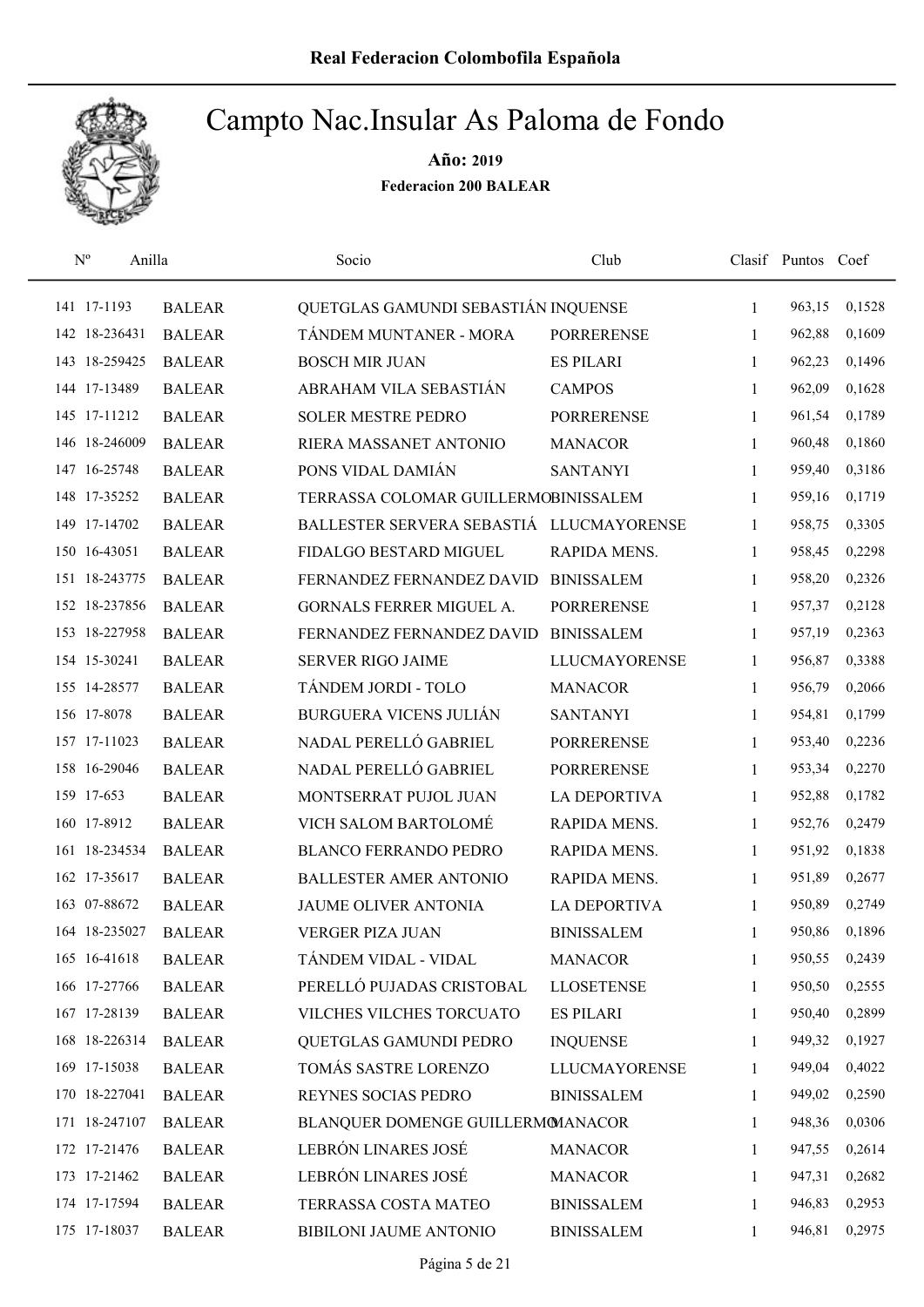# Real Federacion Colombofila Española

## Campto Nac.Insular As Paloma de Fondo

**Año: 2019**

**Federacion 200 BALEAR**

| Nº | Anilla | | Socio | Club | Clasif | Puntos | Coef |
|---|---|---|---|---|---|---|---|
| 141 | 17-1193 | BALEAR | QUETGLAS GAMUNDI SEBASTIÁN | INQUENSE | 1 | 963,15 | 0,1528 |
| 142 | 18-236431 | BALEAR | TÁNDEM MUNTANER - MORA | PORRERENSE | 1 | 962,88 | 0,1609 |
| 143 | 18-259425 | BALEAR | BOSCH MIR JUAN | ES PILARI | 1 | 962,23 | 0,1496 |
| 144 | 17-13489 | BALEAR | ABRAHAM VILA SEBASTIÁN | CAMPOS | 1 | 962,09 | 0,1628 |
| 145 | 17-11212 | BALEAR | SOLER MESTRE PEDRO | PORRERENSE | 1 | 961,54 | 0,1789 |
| 146 | 18-246009 | BALEAR | RIERA MASSANET ANTONIO | MANACOR | 1 | 960,48 | 0,1860 |
| 147 | 16-25748 | BALEAR | PONS VIDAL DAMIÁN | SANTANYI | 1 | 959,40 | 0,3186 |
| 148 | 17-35252 | BALEAR | TERRASSA COLOMAR GUILLERMO | BINISSALEM | 1 | 959,16 | 0,1719 |
| 149 | 17-14702 | BALEAR | BALLESTER SERVERA SEBASTIÁ | LLUCMAYORENSE | 1 | 958,75 | 0,3305 |
| 150 | 16-43051 | BALEAR | FIDALGO BESTARD MIGUEL | RAPIDA MENS. | 1 | 958,45 | 0,2298 |
| 151 | 18-243775 | BALEAR | FERNANDEZ FERNANDEZ DAVID | BINISSALEM | 1 | 958,20 | 0,2326 |
| 152 | 18-237856 | BALEAR | GORNALS FERRER MIGUEL A. | PORRERENSE | 1 | 957,37 | 0,2128 |
| 153 | 18-227958 | BALEAR | FERNANDEZ FERNANDEZ DAVID | BINISSALEM | 1 | 957,19 | 0,2363 |
| 154 | 15-30241 | BALEAR | SERVER RIGO JAIME | LLUCMAYORENSE | 1 | 956,87 | 0,3388 |
| 155 | 14-28577 | BALEAR | TÁNDEM JORDI - TOLO | MANACOR | 1 | 956,79 | 0,2066 |
| 156 | 17-8078 | BALEAR | BURGUERA VICENS JULIÁN | SANTANYI | 1 | 954,81 | 0,1799 |
| 157 | 17-11023 | BALEAR | NADAL PERELLÓ GABRIEL | PORRERENSE | 1 | 953,40 | 0,2236 |
| 158 | 16-29046 | BALEAR | NADAL PERELLÓ GABRIEL | PORRERENSE | 1 | 953,34 | 0,2270 |
| 159 | 17-653 | BALEAR | MONTSERRAT PUJOL JUAN | LA DEPORTIVA | 1 | 952,88 | 0,1782 |
| 160 | 17-8912 | BALEAR | VICH SALOM BARTOLOMÉ | RAPIDA MENS. | 1 | 952,76 | 0,2479 |
| 161 | 18-234534 | BALEAR | BLANCO FERRANDO PEDRO | RAPIDA MENS. | 1 | 951,92 | 0,1838 |
| 162 | 17-35617 | BALEAR | BALLESTER AMER ANTONIO | RAPIDA MENS. | 1 | 951,89 | 0,2677 |
| 163 | 07-88672 | BALEAR | JAUME OLIVER ANTONIA | LA DEPORTIVA | 1 | 950,89 | 0,2749 |
| 164 | 18-235027 | BALEAR | VERGER PIZA JUAN | BINISSALEM | 1 | 950,86 | 0,1896 |
| 165 | 16-41618 | BALEAR | TÁNDEM VIDAL - VIDAL | MANACOR | 1 | 950,55 | 0,2439 |
| 166 | 17-27766 | BALEAR | PERELLÓ PUJADAS CRISTOBAL | LLOSETENSE | 1 | 950,50 | 0,2555 |
| 167 | 17-28139 | BALEAR | VILCHES VILCHES TORCUATO | ES PILARI | 1 | 950,40 | 0,2899 |
| 168 | 18-226314 | BALEAR | QUETGLAS GAMUNDI PEDRO | INQUENSE | 1 | 949,32 | 0,1927 |
| 169 | 17-15038 | BALEAR | TOMÁS SASTRE LORENZO | LLUCMAYORENSE | 1 | 949,04 | 0,4022 |
| 170 | 18-227041 | BALEAR | REYNES SOCIAS PEDRO | BINISSALEM | 1 | 949,02 | 0,2590 |
| 171 | 18-247107 | BALEAR | BLANQUER DOMENGE GUILLERMO | MANACOR | 1 | 948,36 | 0,0306 |
| 172 | 17-21476 | BALEAR | LEBRÓN LINARES JOSÉ | MANACOR | 1 | 947,55 | 0,2614 |
| 173 | 17-21462 | BALEAR | LEBRÓN LINARES JOSÉ | MANACOR | 1 | 947,31 | 0,2682 |
| 174 | 17-17594 | BALEAR | TERRASSA COSTA MATEO | BINISSALEM | 1 | 946,83 | 0,2953 |
| 175 | 17-18037 | BALEAR | BIBILONI JAUME ANTONIO | BINISSALEM | 1 | 946,81 | 0,2975 |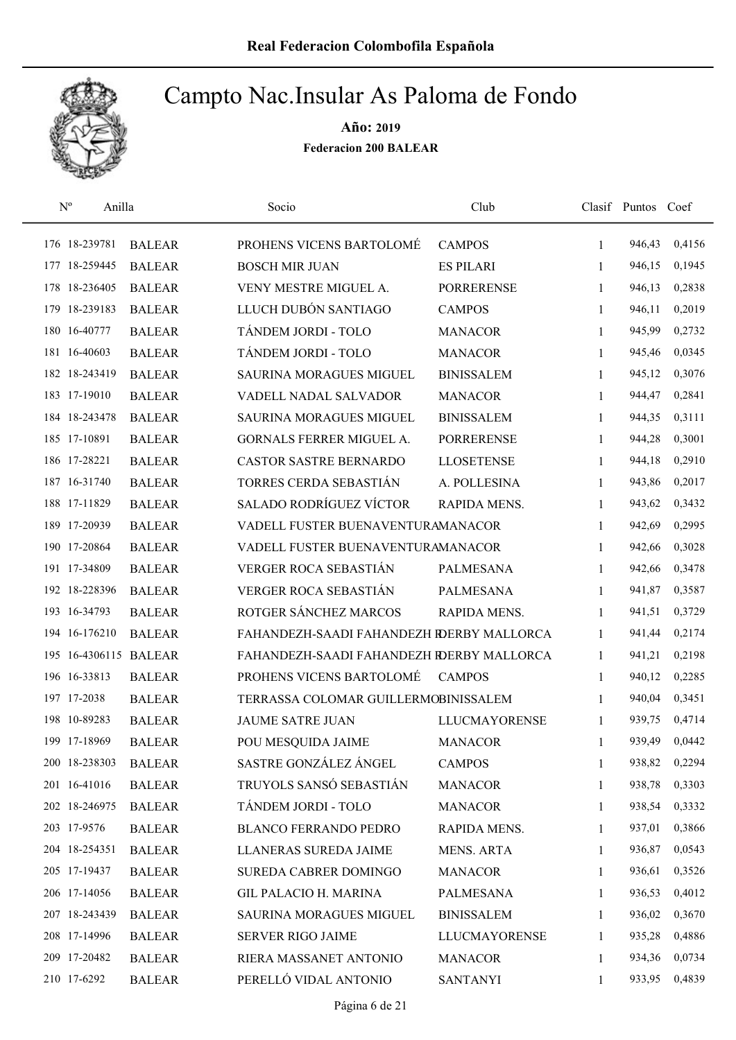Real Federacion Colombofila Española

# Campto Nac.Insular As Paloma de Fondo

**Año: 2019**

**Federacion 200 BALEAR**

| Nº | Anilla | | Socio | Club | Clasif | Puntos | Coef |
|---|---|---|---|---|---|---|---|
| 176 | 18-239781 | BALEAR | PROHENS VICENS BARTOLOMÉ | CAMPOS | 1 | 946,43 | 0,4156 |
| 177 | 18-259445 | BALEAR | BOSCH MIR JUAN | ES PILARI | 1 | 946,15 | 0,1945 |
| 178 | 18-236405 | BALEAR | VENY MESTRE MIGUEL A. | PORRERENSE | 1 | 946,13 | 0,2838 |
| 179 | 18-239183 | BALEAR | LLUCH DUBÓN SANTIAGO | CAMPOS | 1 | 946,11 | 0,2019 |
| 180 | 16-40777 | BALEAR | TÁNDEM JORDI - TOLO | MANACOR | 1 | 945,99 | 0,2732 |
| 181 | 16-40603 | BALEAR | TÁNDEM JORDI - TOLO | MANACOR | 1 | 945,46 | 0,0345 |
| 182 | 18-243419 | BALEAR | SAURINA MORAGUES MIGUEL | BINISSALEM | 1 | 945,12 | 0,3076 |
| 183 | 17-19010 | BALEAR | VADELL NADAL SALVADOR | MANACOR | 1 | 944,47 | 0,2841 |
| 184 | 18-243478 | BALEAR | SAURINA MORAGUES MIGUEL | BINISSALEM | 1 | 944,35 | 0,3111 |
| 185 | 17-10891 | BALEAR | GORNALS FERRER MIGUEL A. | PORRERENSE | 1 | 944,28 | 0,3001 |
| 186 | 17-28221 | BALEAR | CASTOR SASTRE BERNARDO | LLOSETENSE | 1 | 944,18 | 0,2910 |
| 187 | 16-31740 | BALEAR | TORRES CERDA SEBASTIÁN | A. POLLESINA | 1 | 943,86 | 0,2017 |
| 188 | 17-11829 | BALEAR | SALADO RODRÍGUEZ VÍCTOR | RAPIDA MENS. | 1 | 943,62 | 0,3432 |
| 189 | 17-20939 | BALEAR | VADELL FUSTER BUENAVENTURA | MANACOR | 1 | 942,69 | 0,2995 |
| 190 | 17-20864 | BALEAR | VADELL FUSTER BUENAVENTURA | MANACOR | 1 | 942,66 | 0,3028 |
| 191 | 17-34809 | BALEAR | VERGER ROCA SEBASTIÁN | PALMESANA | 1 | 942,66 | 0,3478 |
| 192 | 18-228396 | BALEAR | VERGER ROCA SEBASTIÁN | PALMESANA | 1 | 941,87 | 0,3587 |
| 193 | 16-34793 | BALEAR | ROTGER SÁNCHEZ MARCOS | RAPIDA MENS. | 1 | 941,51 | 0,3729 |
| 194 | 16-176210 | BALEAR | FAHANDEZH-SAADI FAHANDEZH R | DERBY MALLORCA | 1 | 941,44 | 0,2174 |
| 195 | 16-4306115 | BALEAR | FAHANDEZH-SAADI FAHANDEZH R | DERBY MALLORCA | 1 | 941,21 | 0,2198 |
| 196 | 16-33813 | BALEAR | PROHENS VICENS BARTOLOMÉ | CAMPOS | 1 | 940,12 | 0,2285 |
| 197 | 17-2038 | BALEAR | TERRASSA COLOMAR GUILLERMO | BINISSALEM | 1 | 940,04 | 0,3451 |
| 198 | 10-89283 | BALEAR | JAUME SATRE JUAN | LLUCMAYORENSE | 1 | 939,75 | 0,4714 |
| 199 | 17-18969 | BALEAR | POU MESQUIDA JAIME | MANACOR | 1 | 939,49 | 0,0442 |
| 200 | 18-238303 | BALEAR | SASTRE GONZÁLEZ ÁNGEL | CAMPOS | 1 | 938,82 | 0,2294 |
| 201 | 16-41016 | BALEAR | TRUYOLS SANSÓ SEBASTIÁN | MANACOR | 1 | 938,78 | 0,3303 |
| 202 | 18-246975 | BALEAR | TÁNDEM JORDI - TOLO | MANACOR | 1 | 938,54 | 0,3332 |
| 203 | 17-9576 | BALEAR | BLANCO FERRANDO PEDRO | RAPIDA MENS. | 1 | 937,01 | 0,3866 |
| 204 | 18-254351 | BALEAR | LLANERAS SUREDA JAIME | MENS. ARTA | 1 | 936,87 | 0,0543 |
| 205 | 17-19437 | BALEAR | SUREDA CABRER DOMINGO | MANACOR | 1 | 936,61 | 0,3526 |
| 206 | 17-14056 | BALEAR | GIL PALACIO H. MARINA | PALMESANA | 1 | 936,53 | 0,4012 |
| 207 | 18-243439 | BALEAR | SAURINA MORAGUES MIGUEL | BINISSALEM | 1 | 936,02 | 0,3670 |
| 208 | 17-14996 | BALEAR | SERVER RIGO JAIME | LLUCMAYORENSE | 1 | 935,28 | 0,4886 |
| 209 | 17-20482 | BALEAR | RIERA MASSANET ANTONIO | MANACOR | 1 | 934,36 | 0,0734 |
| 210 | 17-6292 | BALEAR | PERELLÓ VIDAL ANTONIO | SANTANYI | 1 | 933,95 | 0,4839 |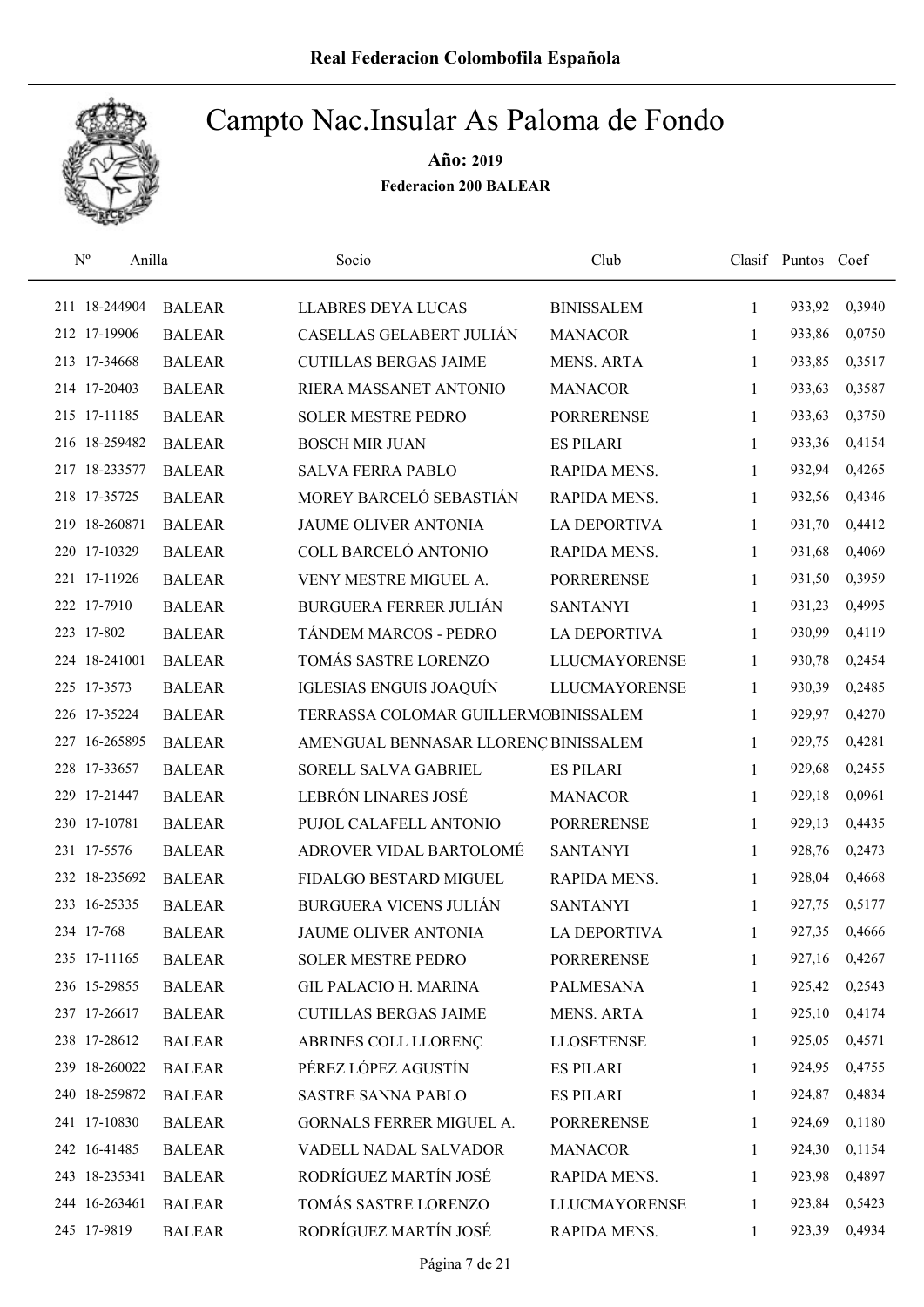# Campto Nac.Insular As Paloma de Fondo

**Año: 2019**

**Federacion 200 BALEAR**

| Nº | Anilla | | Socio | Club | Clasif | Puntos | Coef |
|---|---|---|---|---|---|---|---|
| 211 | 18-244904 | BALEAR | LLABRES DEYA LUCAS | BINISSALEM | 1 | 933,92 | 0,3940 |
| 212 | 17-19906 | BALEAR | CASELLAS GELABERT JULIÁN | MANACOR | 1 | 933,86 | 0,0750 |
| 213 | 17-34668 | BALEAR | CUTILLAS BERGAS JAIME | MENS. ARTA | 1 | 933,85 | 0,3517 |
| 214 | 17-20403 | BALEAR | RIERA MASSANET ANTONIO | MANACOR | 1 | 933,63 | 0,3587 |
| 215 | 17-11185 | BALEAR | SOLER MESTRE PEDRO | PORRERENSE | 1 | 933,63 | 0,3750 |
| 216 | 18-259482 | BALEAR | BOSCH MIR JUAN | ES PILARI | 1 | 933,36 | 0,4154 |
| 217 | 18-233577 | BALEAR | SALVA FERRA PABLO | RAPIDA MENS. | 1 | 932,94 | 0,4265 |
| 218 | 17-35725 | BALEAR | MOREY BARCELÓ SEBASTIÁN | RAPIDA MENS. | 1 | 932,56 | 0,4346 |
| 219 | 18-260871 | BALEAR | JAUME OLIVER ANTONIA | LA DEPORTIVA | 1 | 931,70 | 0,4412 |
| 220 | 17-10329 | BALEAR | COLL BARCELÓ ANTONIO | RAPIDA MENS. | 1 | 931,68 | 0,4069 |
| 221 | 17-11926 | BALEAR | VENY MESTRE MIGUEL A. | PORRERENSE | 1 | 931,50 | 0,3959 |
| 222 | 17-7910 | BALEAR | BURGUERA FERRER JULIÁN | SANTANYI | 1 | 931,23 | 0,4995 |
| 223 | 17-802 | BALEAR | TÁNDEM MARCOS - PEDRO | LA DEPORTIVA | 1 | 930,99 | 0,4119 |
| 224 | 18-241001 | BALEAR | TOMÁS SASTRE LORENZO | LLUCMAYORENSE | 1 | 930,78 | 0,2454 |
| 225 | 17-3573 | BALEAR | IGLESIAS ENGUIS JOAQUÍN | LLUCMAYORENSE | 1 | 930,39 | 0,2485 |
| 226 | 17-35224 | BALEAR | TERRASSA COLOMAR GUILLERMO | BINISSALEM | 1 | 929,97 | 0,4270 |
| 227 | 16-265895 | BALEAR | AMENGUAL BENNASAR LLORENÇ | BINISSALEM | 1 | 929,75 | 0,4281 |
| 228 | 17-33657 | BALEAR | SORELL SALVA GABRIEL | ES PILARI | 1 | 929,68 | 0,2455 |
| 229 | 17-21447 | BALEAR | LEBRÓN LINARES JOSÉ | MANACOR | 1 | 929,18 | 0,0961 |
| 230 | 17-10781 | BALEAR | PUJOL CALAFELL ANTONIO | PORRERENSE | 1 | 929,13 | 0,4435 |
| 231 | 17-5576 | BALEAR | ADROVER VIDAL BARTOLOMÉ | SANTANYI | 1 | 928,76 | 0,2473 |
| 232 | 18-235692 | BALEAR | FIDALGO BESTARD MIGUEL | RAPIDA MENS. | 1 | 928,04 | 0,4668 |
| 233 | 16-25335 | BALEAR | BURGUERA VICENS JULIÁN | SANTANYI | 1 | 927,75 | 0,5177 |
| 234 | 17-768 | BALEAR | JAUME OLIVER ANTONIA | LA DEPORTIVA | 1 | 927,35 | 0,4666 |
| 235 | 17-11165 | BALEAR | SOLER MESTRE PEDRO | PORRERENSE | 1 | 927,16 | 0,4267 |
| 236 | 15-29855 | BALEAR | GIL PALACIO H. MARINA | PALMESANA | 1 | 925,42 | 0,2543 |
| 237 | 17-26617 | BALEAR | CUTILLAS BERGAS JAIME | MENS. ARTA | 1 | 925,10 | 0,4174 |
| 238 | 17-28612 | BALEAR | ABRINES COLL LLORENÇ | LLOSETENSE | 1 | 925,05 | 0,4571 |
| 239 | 18-260022 | BALEAR | PÉREZ LÓPEZ AGUSTÍN | ES PILARI | 1 | 924,95 | 0,4755 |
| 240 | 18-259872 | BALEAR | SASTRE SANNA PABLO | ES PILARI | 1 | 924,87 | 0,4834 |
| 241 | 17-10830 | BALEAR | GORNALS FERRER MIGUEL A. | PORRERENSE | 1 | 924,69 | 0,1180 |
| 242 | 16-41485 | BALEAR | VADELL NADAL SALVADOR | MANACOR | 1 | 924,30 | 0,1154 |
| 243 | 18-235341 | BALEAR | RODRÍGUEZ MARTÍN JOSÉ | RAPIDA MENS. | 1 | 923,98 | 0,4897 |
| 244 | 16-263461 | BALEAR | TOMÁS SASTRE LORENZO | LLUCMAYORENSE | 1 | 923,84 | 0,5423 |
| 245 | 17-9819 | BALEAR | RODRÍGUEZ MARTÍN JOSÉ | RAPIDA MENS. | 1 | 923,39 | 0,4934 |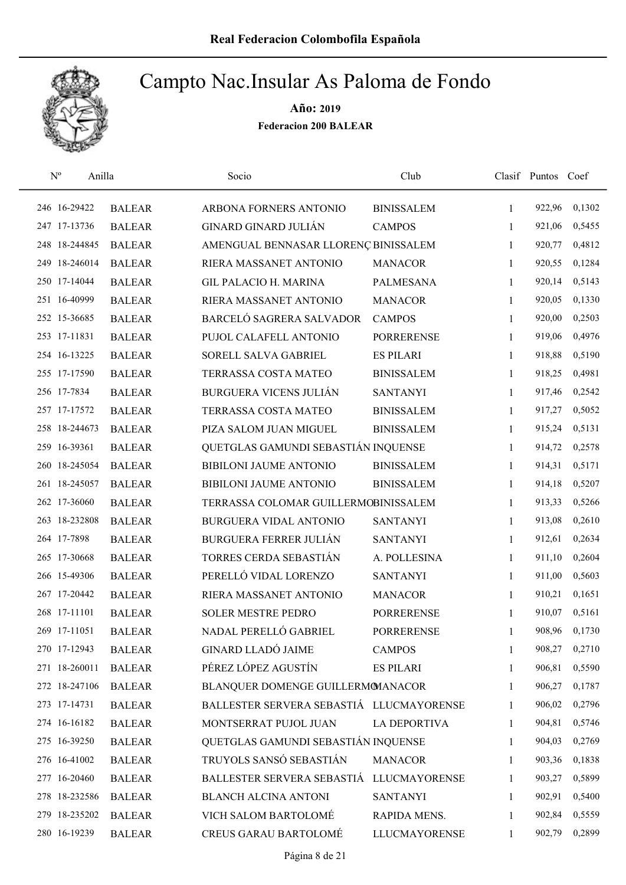Real Federacion Colombofila Española

# Campto Nac.Insular As Paloma de Fondo

**Año: 2019**

**Federacion 200 BALEAR**

| Nº | Anilla | | Socio | Club | Clasif | Puntos | Coef |
|---|---|---|---|---|---|---|---|
| 246 | 16-29422 | BALEAR | ARBONA FORNERS ANTONIO | BINISSALEM | 1 | 922,96 | 0,1302 |
| 247 | 17-13736 | BALEAR | GINARD GINARD JULIÁN | CAMPOS | 1 | 921,06 | 0,5455 |
| 248 | 18-244845 | BALEAR | AMENGUAL BENNASAR LLORENÇ | BINISSALEM | 1 | 920,77 | 0,4812 |
| 249 | 18-246014 | BALEAR | RIERA MASSANET ANTONIO | MANACOR | 1 | 920,55 | 0,1284 |
| 250 | 17-14044 | BALEAR | GIL PALACIO H. MARINA | PALMESANA | 1 | 920,14 | 0,5143 |
| 251 | 16-40999 | BALEAR | RIERA MASSANET ANTONIO | MANACOR | 1 | 920,05 | 0,1330 |
| 252 | 15-36685 | BALEAR | BARCELÓ SAGRERA SALVADOR | CAMPOS | 1 | 920,00 | 0,2503 |
| 253 | 17-11831 | BALEAR | PUJOL CALAFELL ANTONIO | PORRERENSE | 1 | 919,06 | 0,4976 |
| 254 | 16-13225 | BALEAR | SORELL SALVA GABRIEL | ES PILARI | 1 | 918,88 | 0,5190 |
| 255 | 17-17590 | BALEAR | TERRASSA COSTA MATEO | BINISSALEM | 1 | 918,25 | 0,4981 |
| 256 | 17-7834 | BALEAR | BURGUERA VICENS JULIÁN | SANTANYI | 1 | 917,46 | 0,2542 |
| 257 | 17-17572 | BALEAR | TERRASSA COSTA MATEO | BINISSALEM | 1 | 917,27 | 0,5052 |
| 258 | 18-244673 | BALEAR | PIZA SALOM JUAN MIGUEL | BINISSALEM | 1 | 915,24 | 0,5131 |
| 259 | 16-39361 | BALEAR | QUETGLAS GAMUNDI SEBASTIÁN | INQUENSE | 1 | 914,72 | 0,2578 |
| 260 | 18-245054 | BALEAR | BIBILONI JAUME ANTONIO | BINISSALEM | 1 | 914,31 | 0,5171 |
| 261 | 18-245057 | BALEAR | BIBILONI JAUME ANTONIO | BINISSALEM | 1 | 914,18 | 0,5207 |
| 262 | 17-36060 | BALEAR | TERRASSA COLOMAR GUILLERMO | BINISSALEM | 1 | 913,33 | 0,5266 |
| 263 | 18-232808 | BALEAR | BURGUERA VIDAL ANTONIO | SANTANYI | 1 | 913,08 | 0,2610 |
| 264 | 17-7898 | BALEAR | BURGUERA FERRER JULIÁN | SANTANYI | 1 | 912,61 | 0,2634 |
| 265 | 17-30668 | BALEAR | TORRES CERDA SEBASTIÁN | A. POLLESINA | 1 | 911,10 | 0,2604 |
| 266 | 15-49306 | BALEAR | PERELLÓ VIDAL LORENZO | SANTANYI | 1 | 911,00 | 0,5603 |
| 267 | 17-20442 | BALEAR | RIERA MASSANET ANTONIO | MANACOR | 1 | 910,21 | 0,1651 |
| 268 | 17-11101 | BALEAR | SOLER MESTRE PEDRO | PORRERENSE | 1 | 910,07 | 0,5161 |
| 269 | 17-11051 | BALEAR | NADAL PERELLÓ GABRIEL | PORRERENSE | 1 | 908,96 | 0,1730 |
| 270 | 17-12943 | BALEAR | GINARD LLADÓ JAIME | CAMPOS | 1 | 908,27 | 0,2710 |
| 271 | 18-260011 | BALEAR | PÉREZ LÓPEZ AGUSTÍN | ES PILARI | 1 | 906,81 | 0,5590 |
| 272 | 18-247106 | BALEAR | BLANQUER DOMENGE GUILLERMO | MANACOR | 1 | 906,27 | 0,1787 |
| 273 | 17-14731 | BALEAR | BALLESTER SERVERA SEBASTIÁ | LLUCMAYORENSE | 1 | 906,02 | 0,2796 |
| 274 | 16-16182 | BALEAR | MONTSERRAT PUJOL JUAN | LA DEPORTIVA | 1 | 904,81 | 0,5746 |
| 275 | 16-39250 | BALEAR | QUETGLAS GAMUNDI SEBASTIÁN | INQUENSE | 1 | 904,03 | 0,2769 |
| 276 | 16-41002 | BALEAR | TRUYOLS SANSÓ SEBASTIÁN | MANACOR | 1 | 903,36 | 0,1838 |
| 277 | 16-20460 | BALEAR | BALLESTER SERVERA SEBASTIÁ | LLUCMAYORENSE | 1 | 903,27 | 0,5899 |
| 278 | 18-232586 | BALEAR | BLANCH ALCINA ANTONI | SANTANYI | 1 | 902,91 | 0,5400 |
| 279 | 18-235202 | BALEAR | VICH SALOM BARTOLOMÉ | RAPIDA MENS. | 1 | 902,84 | 0,5559 |
| 280 | 16-19239 | BALEAR | CREUS GARAU BARTOLOMÉ | LLUCMAYORENSE | 1 | 902,79 | 0,2899 |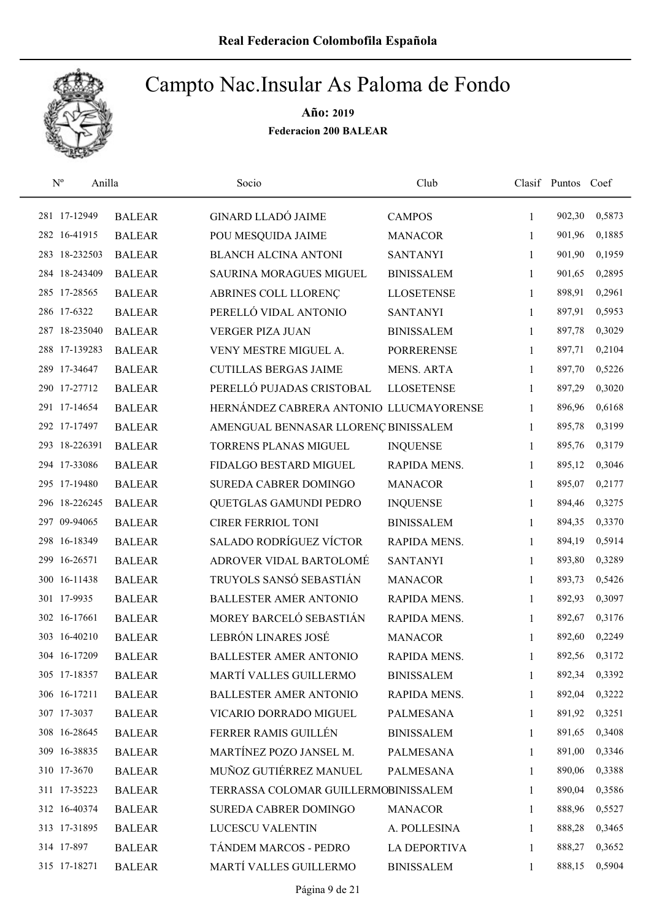Real Federacion Colombofila Española

# Campto Nac.Insular As Paloma de Fondo

**Año: 2019**

**Federacion 200 BALEAR**

| Nº | Anilla | | Socio | Club | Clasif | Puntos | Coef |
|---|---|---|---|---|---|---|---|
| 281 | 17-12949 | BALEAR | GINARD LLADÓ JAIME | CAMPOS | 1 | 902,30 | 0,5873 |
| 282 | 16-41915 | BALEAR | POU MESQUIDA JAIME | MANACOR | 1 | 901,96 | 0,1885 |
| 283 | 18-232503 | BALEAR | BLANCH ALCINA ANTONI | SANTANYI | 1 | 901,90 | 0,1959 |
| 284 | 18-243409 | BALEAR | SAURINA MORAGUES MIGUEL | BINISSALEM | 1 | 901,65 | 0,2895 |
| 285 | 17-28565 | BALEAR | ABRINES COLL LLORENÇ | LLOSETENSE | 1 | 898,91 | 0,2961 |
| 286 | 17-6322 | BALEAR | PERELLÓ VIDAL ANTONIO | SANTANYI | 1 | 897,91 | 0,5953 |
| 287 | 18-235040 | BALEAR | VERGER PIZA JUAN | BINISSALEM | 1 | 897,78 | 0,3029 |
| 288 | 17-139283 | BALEAR | VENY MESTRE MIGUEL A. | PORRERENSE | 1 | 897,71 | 0,2104 |
| 289 | 17-34647 | BALEAR | CUTILLAS BERGAS JAIME | MENS. ARTA | 1 | 897,70 | 0,5226 |
| 290 | 17-27712 | BALEAR | PERELLÓ PUJADAS CRISTOBAL | LLOSETENSE | 1 | 897,29 | 0,3020 |
| 291 | 17-14654 | BALEAR | HERNÁNDEZ CABRERA ANTONIO | LLUCMAYORENSE | 1 | 896,96 | 0,6168 |
| 292 | 17-17497 | BALEAR | AMENGUAL BENNASAR LLORENÇ | BINISSALEM | 1 | 895,78 | 0,3199 |
| 293 | 18-226391 | BALEAR | TORRENS PLANAS MIGUEL | INQUENSE | 1 | 895,76 | 0,3179 |
| 294 | 17-33086 | BALEAR | FIDALGO BESTARD MIGUEL | RAPIDA MENS. | 1 | 895,12 | 0,3046 |
| 295 | 17-19480 | BALEAR | SUREDA CABRER DOMINGO | MANACOR | 1 | 895,07 | 0,2177 |
| 296 | 18-226245 | BALEAR | QUETGLAS GAMUNDI PEDRO | INQUENSE | 1 | 894,46 | 0,3275 |
| 297 | 09-94065 | BALEAR | CIRER FERRIOL TONI | BINISSALEM | 1 | 894,35 | 0,3370 |
| 298 | 16-18349 | BALEAR | SALADO RODRÍGUEZ VÍCTOR | RAPIDA MENS. | 1 | 894,19 | 0,5914 |
| 299 | 16-26571 | BALEAR | ADROVER VIDAL BARTOLOMÉ | SANTANYI | 1 | 893,80 | 0,3289 |
| 300 | 16-11438 | BALEAR | TRUYOLS SANSÓ SEBASTIÁN | MANACOR | 1 | 893,73 | 0,5426 |
| 301 | 17-9935 | BALEAR | BALLESTER AMER ANTONIO | RAPIDA MENS. | 1 | 892,93 | 0,3097 |
| 302 | 16-17661 | BALEAR | MOREY BARCELÓ SEBASTIÁN | RAPIDA MENS. | 1 | 892,67 | 0,3176 |
| 303 | 16-40210 | BALEAR | LEBRÓN LINARES JOSÉ | MANACOR | 1 | 892,60 | 0,2249 |
| 304 | 16-17209 | BALEAR | BALLESTER AMER ANTONIO | RAPIDA MENS. | 1 | 892,56 | 0,3172 |
| 305 | 17-18357 | BALEAR | MARTÍ VALLES GUILLERMO | BINISSALEM | 1 | 892,34 | 0,3392 |
| 306 | 16-17211 | BALEAR | BALLESTER AMER ANTONIO | RAPIDA MENS. | 1 | 892,04 | 0,3222 |
| 307 | 17-3037 | BALEAR | VICARIO DORRADO MIGUEL | PALMESANA | 1 | 891,92 | 0,3251 |
| 308 | 16-28645 | BALEAR | FERRER RAMIS GUILLÉN | BINISSALEM | 1 | 891,65 | 0,3408 |
| 309 | 16-38835 | BALEAR | MARTÍNEZ POZO JANSEL M. | PALMESANA | 1 | 891,00 | 0,3346 |
| 310 | 17-3670 | BALEAR | MUÑOZ GUTIÉRREZ MANUEL | PALMESANA | 1 | 890,06 | 0,3388 |
| 311 | 17-35223 | BALEAR | TERRASSA COLOMAR GUILLERMO | BINISSALEM | 1 | 890,04 | 0,3586 |
| 312 | 16-40374 | BALEAR | SUREDA CABRER DOMINGO | MANACOR | 1 | 888,96 | 0,5527 |
| 313 | 17-31895 | BALEAR | LUCESCU VALENTIN | A. POLLESINA | 1 | 888,28 | 0,3465 |
| 314 | 17-897 | BALEAR | TÁNDEM MARCOS - PEDRO | LA DEPORTIVA | 1 | 888,27 | 0,3652 |
| 315 | 17-18271 | BALEAR | MARTÍ VALLES GUILLERMO | BINISSALEM | 1 | 888,15 | 0,5904 |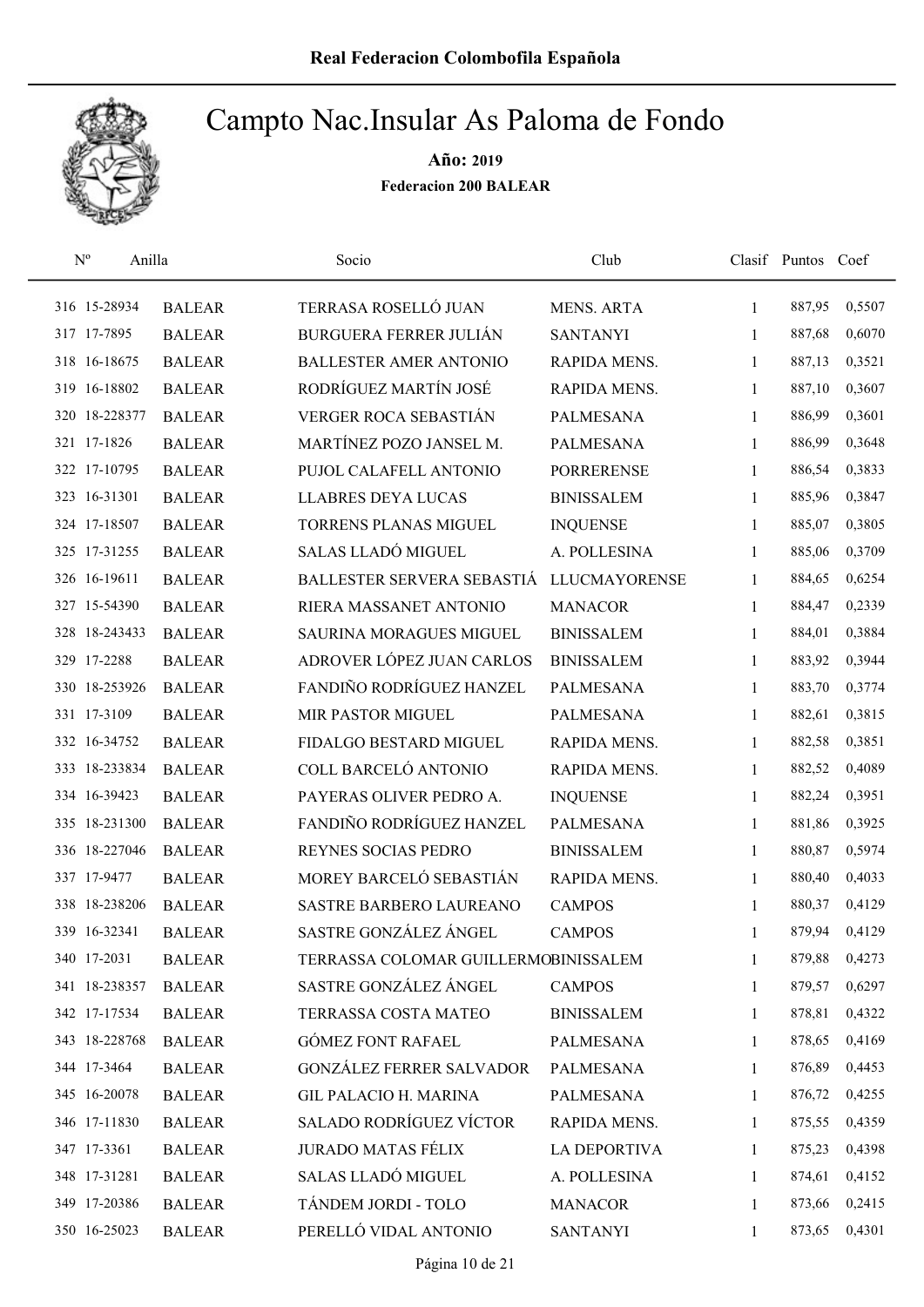**Real Federacion Colombofila Española**

# Campto Nac.Insular As Paloma de Fondo

**Año: 2019**

**Federacion 200 BALEAR**

| Nº | Anilla | | Socio | Club | Clasif | Puntos | Coef |
|---|---|---|---|---|---|---|---|
| 316 | 15-28934 | BALEAR | TERRASA ROSELLÓ JUAN | MENS. ARTA | 1 | 887,95 | 0,5507 |
| 317 | 17-7895 | BALEAR | BURGUERA FERRER JULIÁN | SANTANYI | 1 | 887,68 | 0,6070 |
| 318 | 16-18675 | BALEAR | BALLESTER AMER ANTONIO | RAPIDA MENS. | 1 | 887,13 | 0,3521 |
| 319 | 16-18802 | BALEAR | RODRÍGUEZ MARTÍN JOSÉ | RAPIDA MENS. | 1 | 887,10 | 0,3607 |
| 320 | 18-228377 | BALEAR | VERGER ROCA SEBASTIÁN | PALMESANA | 1 | 886,99 | 0,3601 |
| 321 | 17-1826 | BALEAR | MARTÍNEZ POZO JANSEL M. | PALMESANA | 1 | 886,99 | 0,3648 |
| 322 | 17-10795 | BALEAR | PUJOL CALAFELL ANTONIO | PORRERENSE | 1 | 886,54 | 0,3833 |
| 323 | 16-31301 | BALEAR | LLABRES DEYA LUCAS | BINISSALEM | 1 | 885,96 | 0,3847 |
| 324 | 17-18507 | BALEAR | TORRENS PLANAS MIGUEL | INQUENSE | 1 | 885,07 | 0,3805 |
| 325 | 17-31255 | BALEAR | SALAS LLADÓ MIGUEL | A. POLLESINA | 1 | 885,06 | 0,3709 |
| 326 | 16-19611 | BALEAR | BALLESTER SERVERA SEBASTIÁ | LLUCMAYORENSE | 1 | 884,65 | 0,6254 |
| 327 | 15-54390 | BALEAR | RIERA MASSANET ANTONIO | MANACOR | 1 | 884,47 | 0,2339 |
| 328 | 18-243433 | BALEAR | SAURINA MORAGUES MIGUEL | BINISSALEM | 1 | 884,01 | 0,3884 |
| 329 | 17-2288 | BALEAR | ADROVER LÓPEZ JUAN CARLOS | BINISSALEM | 1 | 883,92 | 0,3944 |
| 330 | 18-253926 | BALEAR | FANDIÑO RODRÍGUEZ HANZEL | PALMESANA | 1 | 883,70 | 0,3774 |
| 331 | 17-3109 | BALEAR | MIR PASTOR MIGUEL | PALMESANA | 1 | 882,61 | 0,3815 |
| 332 | 16-34752 | BALEAR | FIDALGO BESTARD MIGUEL | RAPIDA MENS. | 1 | 882,58 | 0,3851 |
| 333 | 18-233834 | BALEAR | COLL BARCELÓ ANTONIO | RAPIDA MENS. | 1 | 882,52 | 0,4089 |
| 334 | 16-39423 | BALEAR | PAYERAS OLIVER PEDRO A. | INQUENSE | 1 | 882,24 | 0,3951 |
| 335 | 18-231300 | BALEAR | FANDIÑO RODRÍGUEZ HANZEL | PALMESANA | 1 | 881,86 | 0,3925 |
| 336 | 18-227046 | BALEAR | REYNES SOCIAS PEDRO | BINISSALEM | 1 | 880,87 | 0,5974 |
| 337 | 17-9477 | BALEAR | MOREY BARCELÓ SEBASTIÁN | RAPIDA MENS. | 1 | 880,40 | 0,4033 |
| 338 | 18-238206 | BALEAR | SASTRE BARBERO LAUREANO | CAMPOS | 1 | 880,37 | 0,4129 |
| 339 | 16-32341 | BALEAR | SASTRE GONZÁLEZ ÁNGEL | CAMPOS | 1 | 879,94 | 0,4129 |
| 340 | 17-2031 | BALEAR | TERRASSA COLOMAR GUILLERMO | BINISSALEM | 1 | 879,88 | 0,4273 |
| 341 | 18-238357 | BALEAR | SASTRE GONZÁLEZ ÁNGEL | CAMPOS | 1 | 879,57 | 0,6297 |
| 342 | 17-17534 | BALEAR | TERRASSA COSTA MATEO | BINISSALEM | 1 | 878,81 | 0,4322 |
| 343 | 18-228768 | BALEAR | GÓMEZ FONT RAFAEL | PALMESANA | 1 | 878,65 | 0,4169 |
| 344 | 17-3464 | BALEAR | GONZÁLEZ FERRER SALVADOR | PALMESANA | 1 | 876,89 | 0,4453 |
| 345 | 16-20078 | BALEAR | GIL PALACIO H. MARINA | PALMESANA | 1 | 876,72 | 0,4255 |
| 346 | 16-11830 | BALEAR | SALADO RODRÍGUEZ VÍCTOR | RAPIDA MENS. | 1 | 875,55 | 0,4359 |
| 347 | 17-3361 | BALEAR | JURADO MATAS FÉLIX | LA DEPORTIVA | 1 | 875,23 | 0,4398 |
| 348 | 17-31281 | BALEAR | SALAS LLADÓ MIGUEL | A. POLLESINA | 1 | 874,61 | 0,4152 |
| 349 | 17-20386 | BALEAR | TÁNDEM JORDI - TOLO | MANACOR | 1 | 873,66 | 0,2415 |
| 350 | 16-25023 | BALEAR | PERELLÓ VIDAL ANTONIO | SANTANYI | 1 | 873,65 | 0,4301 |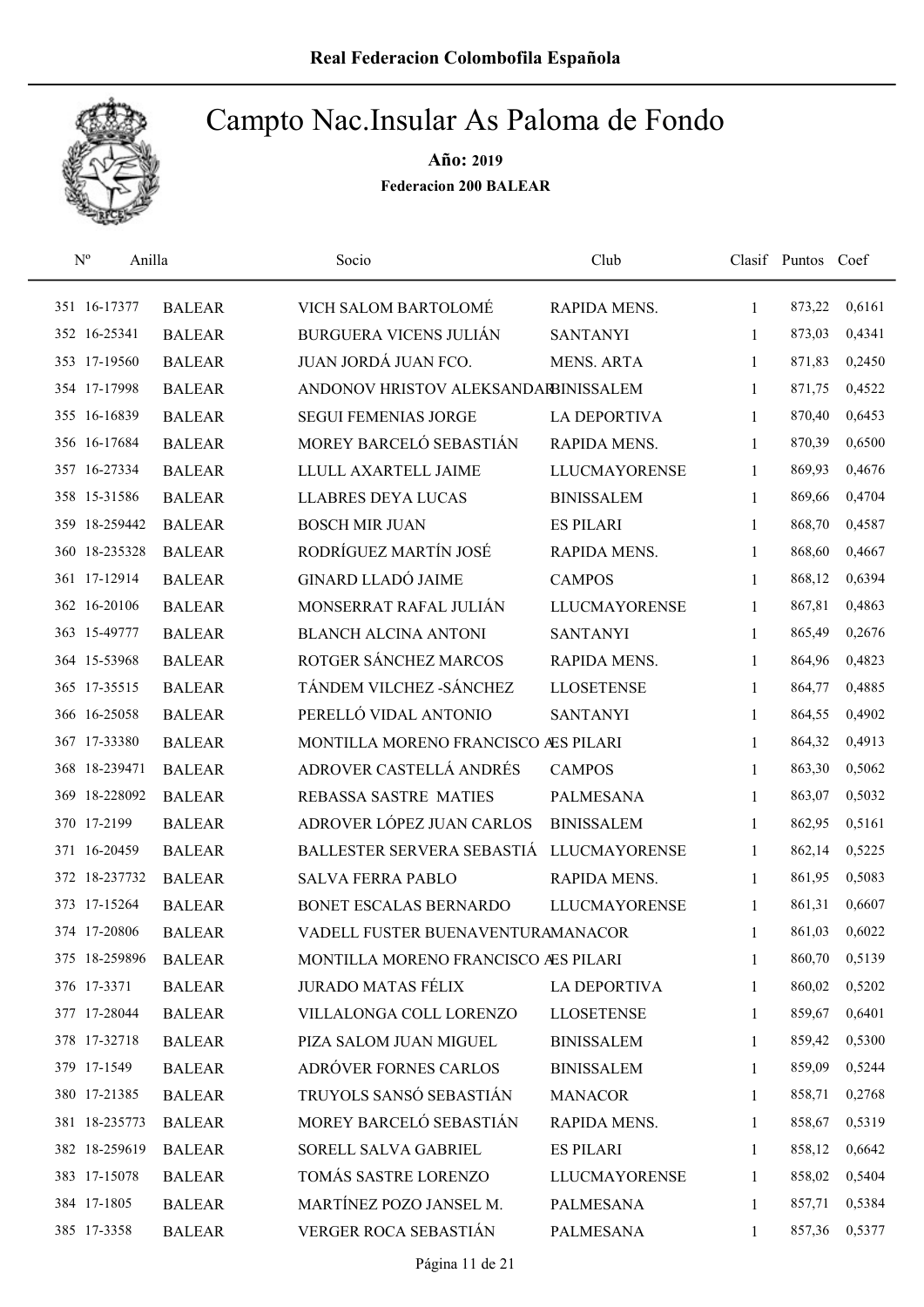# Campto Nac.Insular As Paloma de Fondo

**Año: 2019**

**Federacion 200 BALEAR**

| Nº | Anilla | | Socio | Club | Clasif | Puntos | Coef |
|---|---|---|---|---|---|---|---|
| 351 | 16-17377 | BALEAR | VICH SALOM BARTOLOMÉ | RAPIDA MENS. | 1 | 873,22 | 0,6161 |
| 352 | 16-25341 | BALEAR | BURGUERA VICENS JULIÁN | SANTANYI | 1 | 873,03 | 0,4341 |
| 353 | 17-19560 | BALEAR | JUAN JORDÁ JUAN FCO. | MENS. ARTA | 1 | 871,83 | 0,2450 |
| 354 | 17-17998 | BALEAR | ANDONOV HRISTOV ALEKSANDAR | BINISSALEM | 1 | 871,75 | 0,4522 |
| 355 | 16-16839 | BALEAR | SEGUI FEMENIAS JORGE | LA DEPORTIVA | 1 | 870,40 | 0,6453 |
| 356 | 16-17684 | BALEAR | MOREY BARCELÓ SEBASTIÁN | RAPIDA MENS. | 1 | 870,39 | 0,6500 |
| 357 | 16-27334 | BALEAR | LLULL AXARTELL JAIME | LLUCMAYORENSE | 1 | 869,93 | 0,4676 |
| 358 | 15-31586 | BALEAR | LLABRES DEYA LUCAS | BINISSALEM | 1 | 869,66 | 0,4704 |
| 359 | 18-259442 | BALEAR | BOSCH MIR JUAN | ES PILARI | 1 | 868,70 | 0,4587 |
| 360 | 18-235328 | BALEAR | RODRÍGUEZ MARTÍN JOSÉ | RAPIDA MENS. | 1 | 868,60 | 0,4667 |
| 361 | 17-12914 | BALEAR | GINARD LLADÓ JAIME | CAMPOS | 1 | 868,12 | 0,6394 |
| 362 | 16-20106 | BALEAR | MONSERRAT RAFAL JULIÁN | LLUCMAYORENSE | 1 | 867,81 | 0,4863 |
| 363 | 15-49777 | BALEAR | BLANCH ALCINA ANTONI | SANTANYI | 1 | 865,49 | 0,2676 |
| 364 | 15-53968 | BALEAR | ROTGER SÁNCHEZ MARCOS | RAPIDA MENS. | 1 | 864,96 | 0,4823 |
| 365 | 17-35515 | BALEAR | TÁNDEM VILCHEZ -SÁNCHEZ | LLOSETENSE | 1 | 864,77 | 0,4885 |
| 366 | 16-25058 | BALEAR | PERELLÓ VIDAL ANTONIO | SANTANYI | 1 | 864,55 | 0,4902 |
| 367 | 17-33380 | BALEAR | MONTILLA MORENO FRANCISCO A | ES PILARI | 1 | 864,32 | 0,4913 |
| 368 | 18-239471 | BALEAR | ADROVER CASTELLÁ ANDRÉS | CAMPOS | 1 | 863,30 | 0,5062 |
| 369 | 18-228092 | BALEAR | REBASSA SASTRE MATIES | PALMESANA | 1 | 863,07 | 0,5032 |
| 370 | 17-2199 | BALEAR | ADROVER LÓPEZ JUAN CARLOS | BINISSALEM | 1 | 862,95 | 0,5161 |
| 371 | 16-20459 | BALEAR | BALLESTER SERVERA SEBASTIÁ | LLUCMAYORENSE | 1 | 862,14 | 0,5225 |
| 372 | 18-237732 | BALEAR | SALVA FERRA PABLO | RAPIDA MENS. | 1 | 861,95 | 0,5083 |
| 373 | 17-15264 | BALEAR | BONET ESCALAS BERNARDO | LLUCMAYORENSE | 1 | 861,31 | 0,6607 |
| 374 | 17-20806 | BALEAR | VADELL FUSTER BUENAVENTURA | MANACOR | 1 | 861,03 | 0,6022 |
| 375 | 18-259896 | BALEAR | MONTILLA MORENO FRANCISCO A | ES PILARI | 1 | 860,70 | 0,5139 |
| 376 | 17-3371 | BALEAR | JURADO MATAS FÉLIX | LA DEPORTIVA | 1 | 860,02 | 0,5202 |
| 377 | 17-28044 | BALEAR | VILLALONGA COLL LORENZO | LLOSETENSE | 1 | 859,67 | 0,6401 |
| 378 | 17-32718 | BALEAR | PIZA SALOM JUAN MIGUEL | BINISSALEM | 1 | 859,42 | 0,5300 |
| 379 | 17-1549 | BALEAR | ADRÓVER FORNES CARLOS | BINISSALEM | 1 | 859,09 | 0,5244 |
| 380 | 17-21385 | BALEAR | TRUYOLS SANSÓ SEBASTIÁN | MANACOR | 1 | 858,71 | 0,2768 |
| 381 | 18-235773 | BALEAR | MOREY BARCELÓ SEBASTIÁN | RAPIDA MENS. | 1 | 858,67 | 0,5319 |
| 382 | 18-259619 | BALEAR | SORELL SALVA GABRIEL | ES PILARI | 1 | 858,12 | 0,6642 |
| 383 | 17-15078 | BALEAR | TOMÁS SASTRE LORENZO | LLUCMAYORENSE | 1 | 858,02 | 0,5404 |
| 384 | 17-1805 | BALEAR | MARTÍNEZ POZO JANSEL M. | PALMESANA | 1 | 857,71 | 0,5384 |
| 385 | 17-3358 | BALEAR | VERGER ROCA SEBASTIÁN | PALMESANA | 1 | 857,36 | 0,5377 |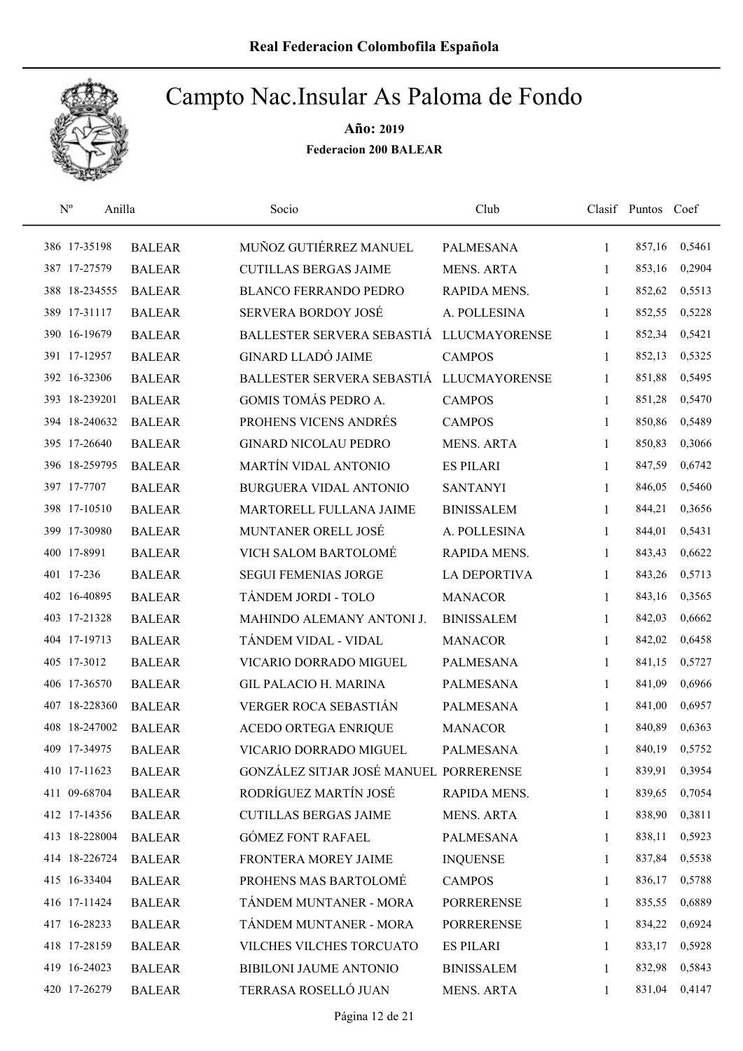# Real Federacion Colombofila Española

## Campto Nac.Insular As Paloma de Fondo

**Año: 2019**

**Federacion 200 BALEAR**

| Nº | Anilla | | Socio | Club | Clasif | Puntos | Coef |
|---|---|---|---|---|---|---|---|
| 386 | 17-35198 | BALEAR | MUÑOZ GUTIÉRREZ MANUEL | PALMESANA | 1 | 857,16 | 0,5461 |
| 387 | 17-27579 | BALEAR | CUTILLAS BERGAS JAIME | MENS. ARTA | 1 | 853,16 | 0,2904 |
| 388 | 18-234555 | BALEAR | BLANCO FERRANDO PEDRO | RAPIDA MENS. | 1 | 852,62 | 0,5513 |
| 389 | 17-31117 | BALEAR | SERVERA BORDOY JOSÉ | A. POLLESINA | 1 | 852,55 | 0,5228 |
| 390 | 16-19679 | BALEAR | BALLESTER SERVERA SEBASTIÁ | LLUCMAYORENSE | 1 | 852,34 | 0,5421 |
| 391 | 17-12957 | BALEAR | GINARD LLADÓ JAIME | CAMPOS | 1 | 852,13 | 0,5325 |
| 392 | 16-32306 | BALEAR | BALLESTER SERVERA SEBASTIÁ | LLUCMAYORENSE | 1 | 851,88 | 0,5495 |
| 393 | 18-239201 | BALEAR | GOMIS TOMÁS PEDRO A. | CAMPOS | 1 | 851,28 | 0,5470 |
| 394 | 18-240632 | BALEAR | PROHENS VICENS ANDRÉS | CAMPOS | 1 | 850,86 | 0,5489 |
| 395 | 17-26640 | BALEAR | GINARD NICOLAU PEDRO | MENS. ARTA | 1 | 850,83 | 0,3066 |
| 396 | 18-259795 | BALEAR | MARTÍN VIDAL ANTONIO | ES PILARI | 1 | 847,59 | 0,6742 |
| 397 | 17-7707 | BALEAR | BURGUERA VIDAL ANTONIO | SANTANYI | 1 | 846,05 | 0,5460 |
| 398 | 17-10510 | BALEAR | MARTORELL FULLANA JAIME | BINISSALEM | 1 | 844,21 | 0,3656 |
| 399 | 17-30980 | BALEAR | MUNTANER ORELL JOSÉ | A. POLLESINA | 1 | 844,01 | 0,5431 |
| 400 | 17-8991 | BALEAR | VICH SALOM BARTOLOMÉ | RAPIDA MENS. | 1 | 843,43 | 0,6622 |
| 401 | 17-236 | BALEAR | SEGUI FEMENIAS JORGE | LA DEPORTIVA | 1 | 843,26 | 0,5713 |
| 402 | 16-40895 | BALEAR | TÁNDEM JORDI - TOLO | MANACOR | 1 | 843,16 | 0,3565 |
| 403 | 17-21328 | BALEAR | MAHINDO ALEMANY ANTONI J. | BINISSALEM | 1 | 842,03 | 0,6662 |
| 404 | 17-19713 | BALEAR | TÁNDEM VIDAL - VIDAL | MANACOR | 1 | 842,02 | 0,6458 |
| 405 | 17-3012 | BALEAR | VICARIO DORRADO MIGUEL | PALMESANA | 1 | 841,15 | 0,5727 |
| 406 | 17-36570 | BALEAR | GIL PALACIO H. MARINA | PALMESANA | 1 | 841,09 | 0,6966 |
| 407 | 18-228360 | BALEAR | VERGER ROCA SEBASTIÁN | PALMESANA | 1 | 841,00 | 0,6957 |
| 408 | 18-247002 | BALEAR | ACEDO ORTEGA ENRIQUE | MANACOR | 1 | 840,89 | 0,6363 |
| 409 | 17-34975 | BALEAR | VICARIO DORRADO MIGUEL | PALMESANA | 1 | 840,19 | 0,5752 |
| 410 | 17-11623 | BALEAR | GONZÁLEZ SITJAR JOSÉ MANUEL | PORRERENSE | 1 | 839,91 | 0,3954 |
| 411 | 09-68704 | BALEAR | RODRÍGUEZ MARTÍN JOSÉ | RAPIDA MENS. | 1 | 839,65 | 0,7054 |
| 412 | 17-14356 | BALEAR | CUTILLAS BERGAS JAIME | MENS. ARTA | 1 | 838,90 | 0,3811 |
| 413 | 18-228004 | BALEAR | GÓMEZ FONT RAFAEL | PALMESANA | 1 | 838,11 | 0,5923 |
| 414 | 18-226724 | BALEAR | FRONTERA MOREY JAIME | INQUENSE | 1 | 837,84 | 0,5538 |
| 415 | 16-33404 | BALEAR | PROHENS MAS BARTOLOMÉ | CAMPOS | 1 | 836,17 | 0,5788 |
| 416 | 17-11424 | BALEAR | TÁNDEM MUNTANER - MORA | PORRERENSE | 1 | 835,55 | 0,6889 |
| 417 | 16-28233 | BALEAR | TÁNDEM MUNTANER - MORA | PORRERENSE | 1 | 834,22 | 0,6924 |
| 418 | 17-28159 | BALEAR | VILCHES VILCHES TORCUATO | ES PILARI | 1 | 833,17 | 0,5928 |
| 419 | 16-24023 | BALEAR | BIBILONI JAUME ANTONIO | BINISSALEM | 1 | 832,98 | 0,5843 |
| 420 | 17-26279 | BALEAR | TERRASA ROSELLÓ JUAN | MENS. ARTA | 1 | 831,04 | 0,4147 |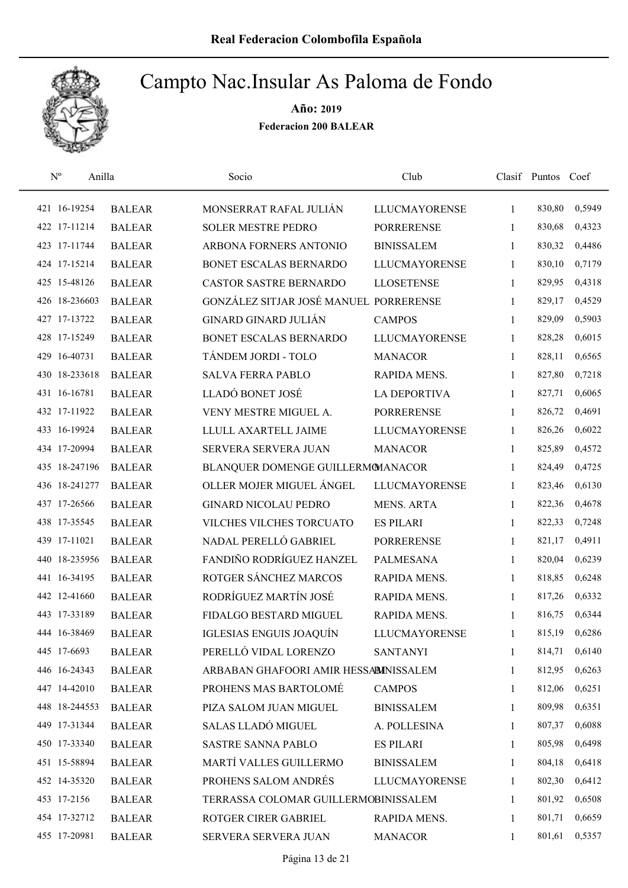Real Federacion Colombofila Española

# Campto Nac.Insular As Paloma de Fondo

**Año: 2019**

**Federacion 200 BALEAR**

| Nº | Anilla | | Socio | Club | Clasif | Puntos | Coef |
|---|---|---|---|---|---|---|---|
| 421 | 16-19254 | BALEAR | MONSERRAT RAFAL JULIÁN | LLUCMAYORENSE | 1 | 830,80 | 0,5949 |
| 422 | 17-11214 | BALEAR | SOLER MESTRE PEDRO | PORRERENSE | 1 | 830,68 | 0,4323 |
| 423 | 17-11744 | BALEAR | ARBONA FORNERS ANTONIO | BINISSALEM | 1 | 830,32 | 0,4486 |
| 424 | 17-15214 | BALEAR | BONET ESCALAS BERNARDO | LLUCMAYORENSE | 1 | 830,10 | 0,7179 |
| 425 | 15-48126 | BALEAR | CASTOR SASTRE BERNARDO | LLOSETENSE | 1 | 829,95 | 0,4318 |
| 426 | 18-236603 | BALEAR | GONZÁLEZ SITJAR JOSÉ MANUEL | PORRERENSE | 1 | 829,17 | 0,4529 |
| 427 | 17-13722 | BALEAR | GINARD GINARD JULIÁN | CAMPOS | 1 | 829,09 | 0,5903 |
| 428 | 17-15249 | BALEAR | BONET ESCALAS BERNARDO | LLUCMAYORENSE | 1 | 828,28 | 0,6015 |
| 429 | 16-40731 | BALEAR | TÁNDEM JORDI - TOLO | MANACOR | 1 | 828,11 | 0,6565 |
| 430 | 18-233618 | BALEAR | SALVA FERRA PABLO | RAPIDA MENS. | 1 | 827,80 | 0,7218 |
| 431 | 16-16781 | BALEAR | LLADÓ BONET JOSÉ | LA DEPORTIVA | 1 | 827,71 | 0,6065 |
| 432 | 17-11922 | BALEAR | VENY MESTRE MIGUEL A. | PORRERENSE | 1 | 826,72 | 0,4691 |
| 433 | 16-19924 | BALEAR | LLULL AXARTELL JAIME | LLUCMAYORENSE | 1 | 826,26 | 0,6022 |
| 434 | 17-20994 | BALEAR | SERVERA SERVERA JUAN | MANACOR | 1 | 825,89 | 0,4572 |
| 435 | 18-247196 | BALEAR | BLANQUER DOMENGE GUILLERMO | MANACOR | 1 | 824,49 | 0,4725 |
| 436 | 18-241277 | BALEAR | OLLER MOJER MIGUEL ÁNGEL | LLUCMAYORENSE | 1 | 823,46 | 0,6130 |
| 437 | 17-26566 | BALEAR | GINARD NICOLAU PEDRO | MENS. ARTA | 1 | 822,36 | 0,4678 |
| 438 | 17-35545 | BALEAR | VILCHES VILCHES TORCUATO | ES PILARI | 1 | 822,33 | 0,7248 |
| 439 | 17-11021 | BALEAR | NADAL PERELLÓ GABRIEL | PORRERENSE | 1 | 821,17 | 0,4911 |
| 440 | 18-235956 | BALEAR | FANDIÑO RODRÍGUEZ HANZEL | PALMESANA | 1 | 820,04 | 0,6239 |
| 441 | 16-34195 | BALEAR | ROTGER SÁNCHEZ MARCOS | RAPIDA MENS. | 1 | 818,85 | 0,6248 |
| 442 | 12-41660 | BALEAR | RODRÍGUEZ MARTÍN JOSÉ | RAPIDA MENS. | 1 | 817,26 | 0,6332 |
| 443 | 17-33189 | BALEAR | FIDALGO BESTARD MIGUEL | RAPIDA MENS. | 1 | 816,75 | 0,6344 |
| 444 | 16-38469 | BALEAR | IGLESIAS ENGUIS JOAQUÍN | LLUCMAYORENSE | 1 | 815,19 | 0,6286 |
| 445 | 17-6693 | BALEAR | PERELLÓ VIDAL LORENZO | SANTANYI | 1 | 814,71 | 0,6140 |
| 446 | 16-24343 | BALEAR | ARBABAN GHAFOORI AMIR HESSAM | BINISSALEM | 1 | 812,95 | 0,6263 |
| 447 | 14-42010 | BALEAR | PROHENS MAS BARTOLOMÉ | CAMPOS | 1 | 812,06 | 0,6251 |
| 448 | 18-244553 | BALEAR | PIZA SALOM JUAN MIGUEL | BINISSALEM | 1 | 809,98 | 0,6351 |
| 449 | 17-31344 | BALEAR | SALAS LLADÓ MIGUEL | A. POLLESINA | 1 | 807,37 | 0,6088 |
| 450 | 17-33340 | BALEAR | SASTRE SANNA PABLO | ES PILARI | 1 | 805,98 | 0,6498 |
| 451 | 15-58894 | BALEAR | MARTÍ VALLES GUILLERMO | BINISSALEM | 1 | 804,18 | 0,6418 |
| 452 | 14-35320 | BALEAR | PROHENS SALOM ANDRÉS | LLUCMAYORENSE | 1 | 802,30 | 0,6412 |
| 453 | 17-2156 | BALEAR | TERRASSA COLOMAR GUILLERMO | BINISSALEM | 1 | 801,92 | 0,6508 |
| 454 | 17-32712 | BALEAR | ROTGER CIRER GABRIEL | RAPIDA MENS. | 1 | 801,71 | 0,6659 |
| 455 | 17-20981 | BALEAR | SERVERA SERVERA JUAN | MANACOR | 1 | 801,61 | 0,5357 |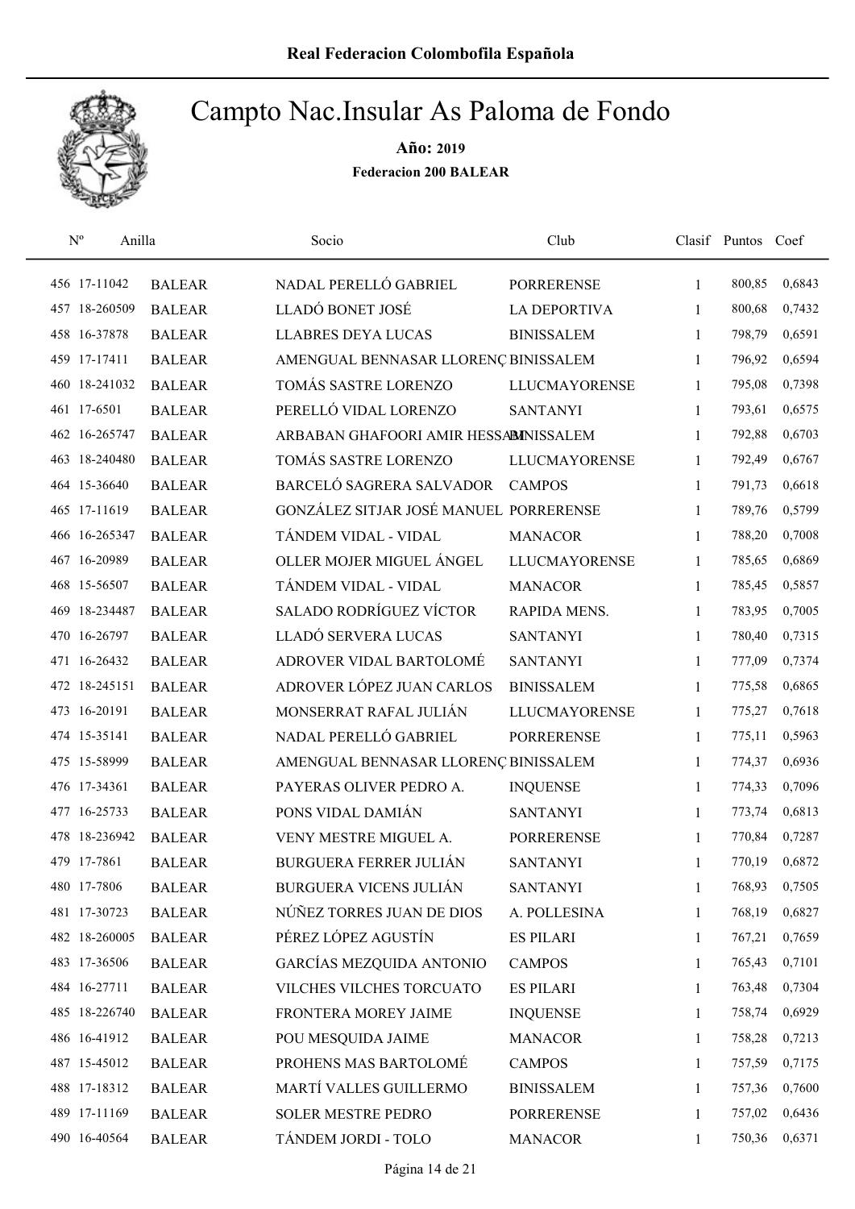Real Federacion Colombofila Española

# Campto Nac.Insular As Paloma de Fondo

**Año: 2019**

**Federacion 200 BALEAR**

| Nº | Anilla | | Socio | Club | Clasif | Puntos | Coef |
|---|---|---|---|---|---|---|---|
| 456 | 17-11042 | BALEAR | NADAL PERELLÓ GABRIEL | PORRERENSE | 1 | 800,85 | 0,6843 |
| 457 | 18-260509 | BALEAR | LLADÓ BONET JOSÉ | LA DEPORTIVA | 1 | 800,68 | 0,7432 |
| 458 | 16-37878 | BALEAR | LLABRES DEYA LUCAS | BINISSALEM | 1 | 798,79 | 0,6591 |
| 459 | 17-17411 | BALEAR | AMENGUAL BENNASAR LLORENÇ | BINISSALEM | 1 | 796,92 | 0,6594 |
| 460 | 18-241032 | BALEAR | TOMÁS SASTRE LORENZO | LLUCMAYORENSE | 1 | 795,08 | 0,7398 |
| 461 | 17-6501 | BALEAR | PERELLÓ VIDAL LORENZO | SANTANYI | 1 | 793,61 | 0,6575 |
| 462 | 16-265747 | BALEAR | ARBABAN GHAFOORI AMIR HESSAM | BINISSALEM | 1 | 792,88 | 0,6703 |
| 463 | 18-240480 | BALEAR | TOMÁS SASTRE LORENZO | LLUCMAYORENSE | 1 | 792,49 | 0,6767 |
| 464 | 15-36640 | BALEAR | BARCELÓ SAGRERA SALVADOR | CAMPOS | 1 | 791,73 | 0,6618 |
| 465 | 17-11619 | BALEAR | GONZÁLEZ SITJAR JOSÉ MANUEL | PORRERENSE | 1 | 789,76 | 0,5799 |
| 466 | 16-265347 | BALEAR | TÁNDEM VIDAL - VIDAL | MANACOR | 1 | 788,20 | 0,7008 |
| 467 | 16-20989 | BALEAR | OLLER MOJER MIGUEL ÁNGEL | LLUCMAYORENSE | 1 | 785,65 | 0,6869 |
| 468 | 15-56507 | BALEAR | TÁNDEM VIDAL - VIDAL | MANACOR | 1 | 785,45 | 0,5857 |
| 469 | 18-234487 | BALEAR | SALADO RODRÍGUEZ VÍCTOR | RAPIDA MENS. | 1 | 783,95 | 0,7005 |
| 470 | 16-26797 | BALEAR | LLADÓ SERVERA LUCAS | SANTANYI | 1 | 780,40 | 0,7315 |
| 471 | 16-26432 | BALEAR | ADROVER VIDAL BARTOLOMÉ | SANTANYI | 1 | 777,09 | 0,7374 |
| 472 | 18-245151 | BALEAR | ADROVER LÓPEZ JUAN CARLOS | BINISSALEM | 1 | 775,58 | 0,6865 |
| 473 | 16-20191 | BALEAR | MONSERRAT RAFAL JULIÁN | LLUCMAYORENSE | 1 | 775,27 | 0,7618 |
| 474 | 15-35141 | BALEAR | NADAL PERELLÓ GABRIEL | PORRERENSE | 1 | 775,11 | 0,5963 |
| 475 | 15-58999 | BALEAR | AMENGUAL BENNASAR LLORENÇ | BINISSALEM | 1 | 774,37 | 0,6936 |
| 476 | 17-34361 | BALEAR | PAYERAS OLIVER PEDRO A. | INQUENSE | 1 | 774,33 | 0,7096 |
| 477 | 16-25733 | BALEAR | PONS VIDAL DAMIÁN | SANTANYI | 1 | 773,74 | 0,6813 |
| 478 | 18-236942 | BALEAR | VENY MESTRE MIGUEL A. | PORRERENSE | 1 | 770,84 | 0,7287 |
| 479 | 17-7861 | BALEAR | BURGUERA FERRER JULIÁN | SANTANYI | 1 | 770,19 | 0,6872 |
| 480 | 17-7806 | BALEAR | BURGUERA VICENS JULIÁN | SANTANYI | 1 | 768,93 | 0,7505 |
| 481 | 17-30723 | BALEAR | NÚÑEZ TORRES JUAN DE DIOS | A. POLLESINA | 1 | 768,19 | 0,6827 |
| 482 | 18-260005 | BALEAR | PÉREZ LÓPEZ AGUSTÍN | ES PILARI | 1 | 767,21 | 0,7659 |
| 483 | 17-36506 | BALEAR | GARCÍAS MEZQUIDA ANTONIO | CAMPOS | 1 | 765,43 | 0,7101 |
| 484 | 16-27711 | BALEAR | VILCHES VILCHES TORCUATO | ES PILARI | 1 | 763,48 | 0,7304 |
| 485 | 18-226740 | BALEAR | FRONTERA MOREY JAIME | INQUENSE | 1 | 758,74 | 0,6929 |
| 486 | 16-41912 | BALEAR | POU MESQUIDA JAIME | MANACOR | 1 | 758,28 | 0,7213 |
| 487 | 15-45012 | BALEAR | PROHENS MAS BARTOLOMÉ | CAMPOS | 1 | 757,59 | 0,7175 |
| 488 | 17-18312 | BALEAR | MARTÍ VALLES GUILLERMO | BINISSALEM | 1 | 757,36 | 0,7600 |
| 489 | 17-11169 | BALEAR | SOLER MESTRE PEDRO | PORRERENSE | 1 | 757,02 | 0,6436 |
| 490 | 16-40564 | BALEAR | TÁNDEM JORDI - TOLO | MANACOR | 1 | 750,36 | 0,6371 |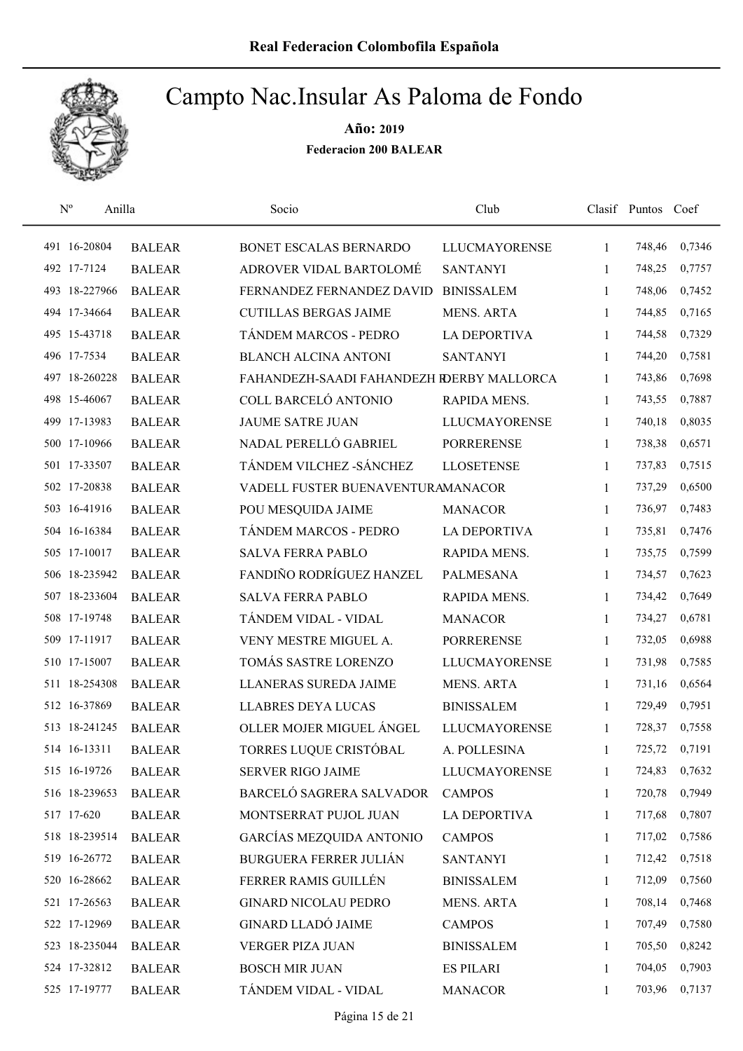Real Federacion Colombofila Española

# Campto Nac.Insular As Paloma de Fondo

**Año: 2019**

**Federacion 200 BALEAR**

| Nº | Anilla | | Socio | Club | Clasif | Puntos | Coef |
|---|---|---|---|---|---|---|---|
| 491 | 16-20804 | BALEAR | BONET ESCALAS BERNARDO | LLUCMAYORENSE | 1 | 748,46 | 0,7346 |
| 492 | 17-7124 | BALEAR | ADROVER VIDAL BARTOLOMÉ | SANTANYI | 1 | 748,25 | 0,7757 |
| 493 | 18-227966 | BALEAR | FERNANDEZ FERNANDEZ DAVID | BINISSALEM | 1 | 748,06 | 0,7452 |
| 494 | 17-34664 | BALEAR | CUTILLAS BERGAS JAIME | MENS. ARTA | 1 | 744,85 | 0,7165 |
| 495 | 15-43718 | BALEAR | TÁNDEM MARCOS - PEDRO | LA DEPORTIVA | 1 | 744,58 | 0,7329 |
| 496 | 17-7534 | BALEAR | BLANCH ALCINA ANTONI | SANTANYI | 1 | 744,20 | 0,7581 |
| 497 | 18-260228 | BALEAR | FAHANDEZH-SAADI FAHANDEZH R | DERBY MALLORCA | 1 | 743,86 | 0,7698 |
| 498 | 15-46067 | BALEAR | COLL BARCELÓ ANTONIO | RAPIDA MENS. | 1 | 743,55 | 0,7887 |
| 499 | 17-13983 | BALEAR | JAUME SATRE JUAN | LLUCMAYORENSE | 1 | 740,18 | 0,8035 |
| 500 | 17-10966 | BALEAR | NADAL PERELLÓ GABRIEL | PORRERENSE | 1 | 738,38 | 0,6571 |
| 501 | 17-33507 | BALEAR | TÁNDEM VILCHEZ -SÁNCHEZ | LLOSETENSE | 1 | 737,83 | 0,7515 |
| 502 | 17-20838 | BALEAR | VADELL FUSTER BUENAVENTURA | MANACOR | 1 | 737,29 | 0,6500 |
| 503 | 16-41916 | BALEAR | POU MESQUIDA JAIME | MANACOR | 1 | 736,97 | 0,7483 |
| 504 | 16-16384 | BALEAR | TÁNDEM MARCOS - PEDRO | LA DEPORTIVA | 1 | 735,81 | 0,7476 |
| 505 | 17-10017 | BALEAR | SALVA FERRA PABLO | RAPIDA MENS. | 1 | 735,75 | 0,7599 |
| 506 | 18-235942 | BALEAR | FANDIÑO RODRÍGUEZ HANZEL | PALMESANA | 1 | 734,57 | 0,7623 |
| 507 | 18-233604 | BALEAR | SALVA FERRA PABLO | RAPIDA MENS. | 1 | 734,42 | 0,7649 |
| 508 | 17-19748 | BALEAR | TÁNDEM VIDAL - VIDAL | MANACOR | 1 | 734,27 | 0,6781 |
| 509 | 17-11917 | BALEAR | VENY MESTRE MIGUEL A. | PORRERENSE | 1 | 732,05 | 0,6988 |
| 510 | 17-15007 | BALEAR | TOMÁS SASTRE LORENZO | LLUCMAYORENSE | 1 | 731,98 | 0,7585 |
| 511 | 18-254308 | BALEAR | LLANERAS SUREDA JAIME | MENS. ARTA | 1 | 731,16 | 0,6564 |
| 512 | 16-37869 | BALEAR | LLABRES DEYA LUCAS | BINISSALEM | 1 | 729,49 | 0,7951 |
| 513 | 18-241245 | BALEAR | OLLER MOJER MIGUEL ÁNGEL | LLUCMAYORENSE | 1 | 728,37 | 0,7558 |
| 514 | 16-13311 | BALEAR | TORRES LUQUE CRISTÓBAL | A. POLLESINA | 1 | 725,72 | 0,7191 |
| 515 | 16-19726 | BALEAR | SERVER RIGO JAIME | LLUCMAYORENSE | 1 | 724,83 | 0,7632 |
| 516 | 18-239653 | BALEAR | BARCELÓ SAGRERA SALVADOR | CAMPOS | 1 | 720,78 | 0,7949 |
| 517 | 17-620 | BALEAR | MONTSERRAT PUJOL JUAN | LA DEPORTIVA | 1 | 717,68 | 0,7807 |
| 518 | 18-239514 | BALEAR | GARCÍAS MEZQUIDA ANTONIO | CAMPOS | 1 | 717,02 | 0,7586 |
| 519 | 16-26772 | BALEAR | BURGUERA FERRER JULIÁN | SANTANYI | 1 | 712,42 | 0,7518 |
| 520 | 16-28662 | BALEAR | FERRER RAMIS GUILLÉN | BINISSALEM | 1 | 712,09 | 0,7560 |
| 521 | 17-26563 | BALEAR | GINARD NICOLAU PEDRO | MENS. ARTA | 1 | 708,14 | 0,7468 |
| 522 | 17-12969 | BALEAR | GINARD LLADÓ JAIME | CAMPOS | 1 | 707,49 | 0,7580 |
| 523 | 18-235044 | BALEAR | VERGER PIZA JUAN | BINISSALEM | 1 | 705,50 | 0,8242 |
| 524 | 17-32812 | BALEAR | BOSCH MIR JUAN | ES PILARI | 1 | 704,05 | 0,7903 |
| 525 | 17-19777 | BALEAR | TÁNDEM VIDAL - VIDAL | MANACOR | 1 | 703,96 | 0,7137 |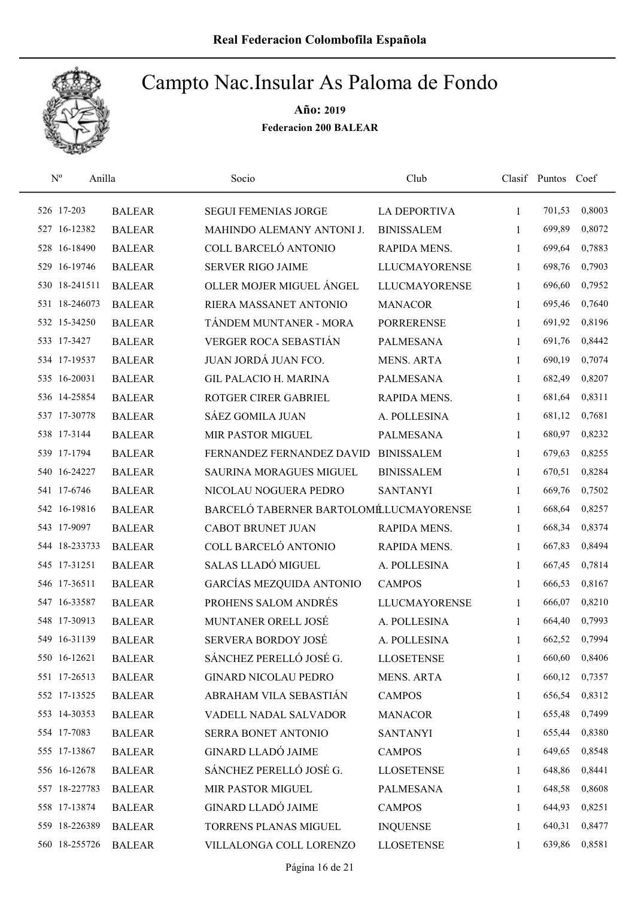# Real Federacion Colombofila Española

## Campto Nac.Insular As Paloma de Fondo

**Año: 2019**

**Federacion 200 BALEAR**

| Nº | Anilla | | Socio | Club | Clasif | Puntos | Coef |
|---|---|---|---|---|---|---|---|
| 526 | 17-203 | BALEAR | SEGUI FEMENIAS JORGE | LA DEPORTIVA | 1 | 701,53 | 0,8003 |
| 527 | 16-12382 | BALEAR | MAHINDO ALEMANY ANTONI J. | BINISSALEM | 1 | 699,89 | 0,8072 |
| 528 | 16-18490 | BALEAR | COLL BARCELÓ ANTONIO | RAPIDA MENS. | 1 | 699,64 | 0,7883 |
| 529 | 16-19746 | BALEAR | SERVER RIGO JAIME | LLUCMAYORENSE | 1 | 698,76 | 0,7903 |
| 530 | 18-241511 | BALEAR | OLLER MOJER MIGUEL ÁNGEL | LLUCMAYORENSE | 1 | 696,60 | 0,7952 |
| 531 | 18-246073 | BALEAR | RIERA MASSANET ANTONIO | MANACOR | 1 | 695,46 | 0,7640 |
| 532 | 15-34250 | BALEAR | TÁNDEM MUNTANER - MORA | PORRERENSE | 1 | 691,92 | 0,8196 |
| 533 | 17-3427 | BALEAR | VERGER ROCA SEBASTIÁN | PALMESANA | 1 | 691,76 | 0,8442 |
| 534 | 17-19537 | BALEAR | JUAN JORDÁ JUAN FCO. | MENS. ARTA | 1 | 690,19 | 0,7074 |
| 535 | 16-20031 | BALEAR | GIL PALACIO H. MARINA | PALMESANA | 1 | 682,49 | 0,8207 |
| 536 | 14-25854 | BALEAR | ROTGER CIRER GABRIEL | RAPIDA MENS. | 1 | 681,64 | 0,8311 |
| 537 | 17-30778 | BALEAR | SÁEZ GOMILA JUAN | A. POLLESINA | 1 | 681,12 | 0,7681 |
| 538 | 17-3144 | BALEAR | MIR PASTOR MIGUEL | PALMESANA | 1 | 680,97 | 0,8232 |
| 539 | 17-1794 | BALEAR | FERNANDEZ FERNANDEZ DAVID | BINISSALEM | 1 | 679,63 | 0,8255 |
| 540 | 16-24227 | BALEAR | SAURINA MORAGUES MIGUEL | BINISSALEM | 1 | 670,51 | 0,8284 |
| 541 | 17-6746 | BALEAR | NICOLAU NOGUERA PEDRO | SANTANYI | 1 | 669,76 | 0,7502 |
| 542 | 16-19816 | BALEAR | BARCELÓ TABERNER BARTOLOMÉ | LLUCMAYORENSE | 1 | 668,64 | 0,8257 |
| 543 | 17-9097 | BALEAR | CABOT BRUNET JUAN | RAPIDA MENS. | 1 | 668,34 | 0,8374 |
| 544 | 18-233733 | BALEAR | COLL BARCELÓ ANTONIO | RAPIDA MENS. | 1 | 667,83 | 0,8494 |
| 545 | 17-31251 | BALEAR | SALAS LLADÓ MIGUEL | A. POLLESINA | 1 | 667,45 | 0,7814 |
| 546 | 17-36511 | BALEAR | GARCÍAS MEZQUIDA ANTONIO | CAMPOS | 1 | 666,53 | 0,8167 |
| 547 | 16-33587 | BALEAR | PROHENS SALOM ANDRÉS | LLUCMAYORENSE | 1 | 666,07 | 0,8210 |
| 548 | 17-30913 | BALEAR | MUNTANER ORELL JOSÉ | A. POLLESINA | 1 | 664,40 | 0,7993 |
| 549 | 16-31139 | BALEAR | SERVERA BORDOY JOSÉ | A. POLLESINA | 1 | 662,52 | 0,7994 |
| 550 | 16-12621 | BALEAR | SÁNCHEZ PERELLÓ JOSÉ G. | LLOSETENSE | 1 | 660,60 | 0,8406 |
| 551 | 17-26513 | BALEAR | GINARD NICOLAU PEDRO | MENS. ARTA | 1 | 660,12 | 0,7357 |
| 552 | 17-13525 | BALEAR | ABRAHAM VILA SEBASTIÁN | CAMPOS | 1 | 656,54 | 0,8312 |
| 553 | 14-30353 | BALEAR | VADELL NADAL SALVADOR | MANACOR | 1 | 655,48 | 0,7499 |
| 554 | 17-7083 | BALEAR | SERRA BONET ANTONIO | SANTANYI | 1 | 655,44 | 0,8380 |
| 555 | 17-13867 | BALEAR | GINARD LLADÓ JAIME | CAMPOS | 1 | 649,65 | 0,8548 |
| 556 | 16-12678 | BALEAR | SÁNCHEZ PERELLÓ JOSÉ G. | LLOSETENSE | 1 | 648,86 | 0,8441 |
| 557 | 18-227783 | BALEAR | MIR PASTOR MIGUEL | PALMESANA | 1 | 648,58 | 0,8608 |
| 558 | 17-13874 | BALEAR | GINARD LLADÓ JAIME | CAMPOS | 1 | 644,93 | 0,8251 |
| 559 | 18-226389 | BALEAR | TORRENS PLANAS MIGUEL | INQUENSE | 1 | 640,31 | 0,8477 |
| 560 | 18-255726 | BALEAR | VILLALONGA COLL LORENZO | LLOSETENSE | 1 | 639,86 | 0,8581 |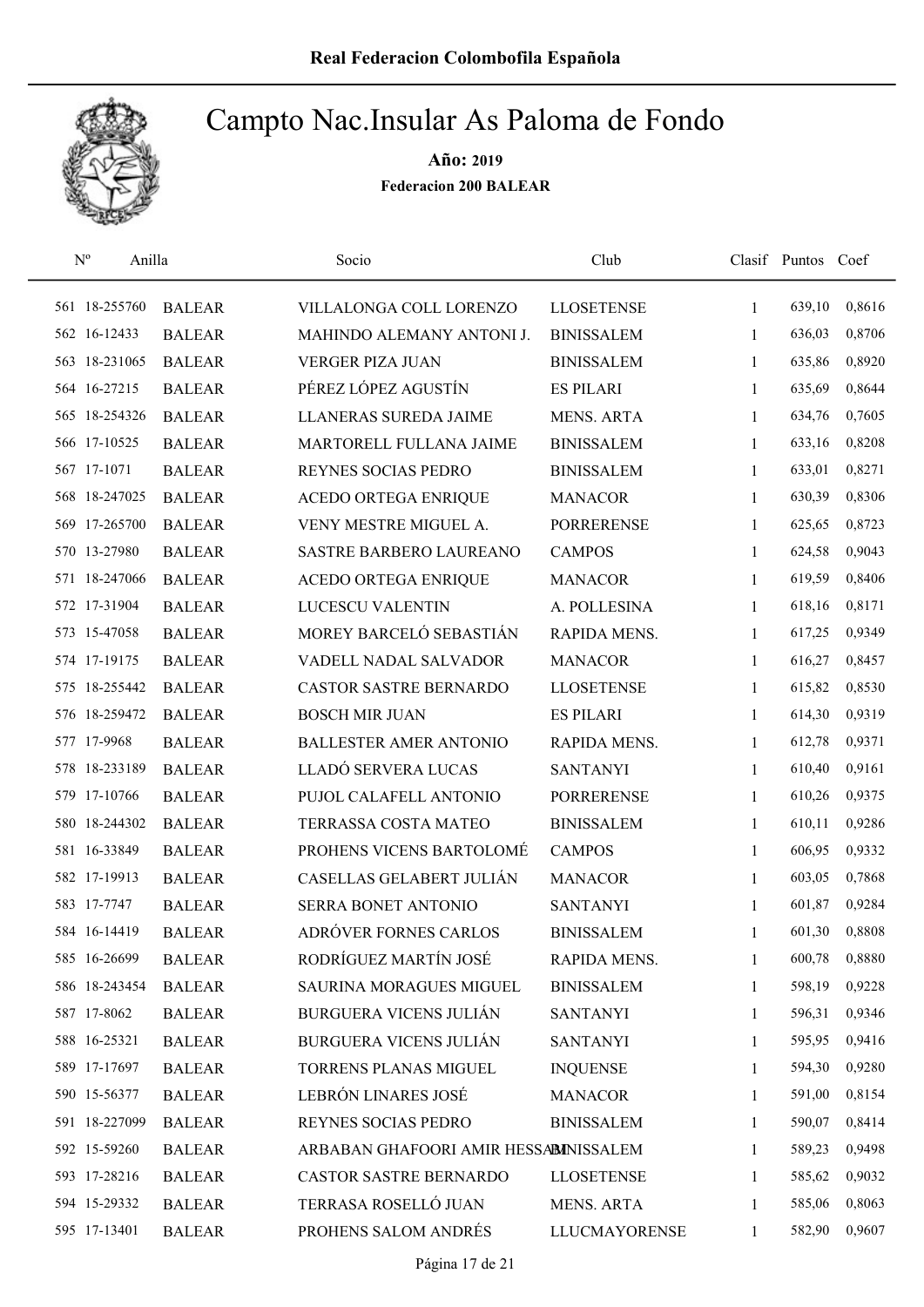**Real Federacion Colombofila Española**

# Campto Nac.Insular As Paloma de Fondo

**Año: 2019**

**Federacion 200 BALEAR**

| Nº | Anilla | | Socio | Club | Clasif | Puntos | Coef |
|---|---|---|---|---|---|---|---|
| 561 | 18-255760 | BALEAR | VILLALONGA COLL LORENZO | LLOSETENSE | 1 | 639,10 | 0,8616 |
| 562 | 16-12433 | BALEAR | MAHINDO ALEMANY ANTONI J. | BINISSALEM | 1 | 636,03 | 0,8706 |
| 563 | 18-231065 | BALEAR | VERGER PIZA JUAN | BINISSALEM | 1 | 635,86 | 0,8920 |
| 564 | 16-27215 | BALEAR | PÉREZ LÓPEZ AGUSTÍN | ES PILARI | 1 | 635,69 | 0,8644 |
| 565 | 18-254326 | BALEAR | LLANERAS SUREDA JAIME | MENS. ARTA | 1 | 634,76 | 0,7605 |
| 566 | 17-10525 | BALEAR | MARTORELL FULLANA JAIME | BINISSALEM | 1 | 633,16 | 0,8208 |
| 567 | 17-1071 | BALEAR | REYNES SOCIAS PEDRO | BINISSALEM | 1 | 633,01 | 0,8271 |
| 568 | 18-247025 | BALEAR | ACEDO ORTEGA ENRIQUE | MANACOR | 1 | 630,39 | 0,8306 |
| 569 | 17-265700 | BALEAR | VENY MESTRE MIGUEL A. | PORRERENSE | 1 | 625,65 | 0,8723 |
| 570 | 13-27980 | BALEAR | SASTRE BARBERO LAUREANO | CAMPOS | 1 | 624,58 | 0,9043 |
| 571 | 18-247066 | BALEAR | ACEDO ORTEGA ENRIQUE | MANACOR | 1 | 619,59 | 0,8406 |
| 572 | 17-31904 | BALEAR | LUCESCU VALENTIN | A. POLLESINA | 1 | 618,16 | 0,8171 |
| 573 | 15-47058 | BALEAR | MOREY BARCELÓ SEBASTIÁN | RAPIDA MENS. | 1 | 617,25 | 0,9349 |
| 574 | 17-19175 | BALEAR | VADELL NADAL SALVADOR | MANACOR | 1 | 616,27 | 0,8457 |
| 575 | 18-255442 | BALEAR | CASTOR SASTRE BERNARDO | LLOSETENSE | 1 | 615,82 | 0,8530 |
| 576 | 18-259472 | BALEAR | BOSCH MIR JUAN | ES PILARI | 1 | 614,30 | 0,9319 |
| 577 | 17-9968 | BALEAR | BALLESTER AMER ANTONIO | RAPIDA MENS. | 1 | 612,78 | 0,9371 |
| 578 | 18-233189 | BALEAR | LLADÓ SERVERA LUCAS | SANTANYI | 1 | 610,40 | 0,9161 |
| 579 | 17-10766 | BALEAR | PUJOL CALAFELL ANTONIO | PORRERENSE | 1 | 610,26 | 0,9375 |
| 580 | 18-244302 | BALEAR | TERRASSA COSTA MATEO | BINISSALEM | 1 | 610,11 | 0,9286 |
| 581 | 16-33849 | BALEAR | PROHENS VICENS BARTOLOMÉ | CAMPOS | 1 | 606,95 | 0,9332 |
| 582 | 17-19913 | BALEAR | CASELLAS GELABERT JULIÁN | MANACOR | 1 | 603,05 | 0,7868 |
| 583 | 17-7747 | BALEAR | SERRA BONET ANTONIO | SANTANYI | 1 | 601,87 | 0,9284 |
| 584 | 16-14419 | BALEAR | ADRÓVER FORNES CARLOS | BINISSALEM | 1 | 601,30 | 0,8808 |
| 585 | 16-26699 | BALEAR | RODRÍGUEZ MARTÍN JOSÉ | RAPIDA MENS. | 1 | 600,78 | 0,8880 |
| 586 | 18-243454 | BALEAR | SAURINA MORAGUES MIGUEL | BINISSALEM | 1 | 598,19 | 0,9228 |
| 587 | 17-8062 | BALEAR | BURGUERA VICENS JULIÁN | SANTANYI | 1 | 596,31 | 0,9346 |
| 588 | 16-25321 | BALEAR | BURGUERA VICENS JULIÁN | SANTANYI | 1 | 595,95 | 0,9416 |
| 589 | 17-17697 | BALEAR | TORRENS PLANAS MIGUEL | INQUENSE | 1 | 594,30 | 0,9280 |
| 590 | 15-56377 | BALEAR | LEBRÓN LINARES JOSÉ | MANACOR | 1 | 591,00 | 0,8154 |
| 591 | 18-227099 | BALEAR | REYNES SOCIAS PEDRO | BINISSALEM | 1 | 590,07 | 0,8414 |
| 592 | 15-59260 | BALEAR | ARBABAN GHAFOORI AMIR HESSAM | BINISSALEM | 1 | 589,23 | 0,9498 |
| 593 | 17-28216 | BALEAR | CASTOR SASTRE BERNARDO | LLOSETENSE | 1 | 585,62 | 0,9032 |
| 594 | 15-29332 | BALEAR | TERRASA ROSELLÓ JUAN | MENS. ARTA | 1 | 585,06 | 0,8063 |
| 595 | 17-13401 | BALEAR | PROHENS SALOM ANDRÉS | LLUCMAYORENSE | 1 | 582,90 | 0,9607 |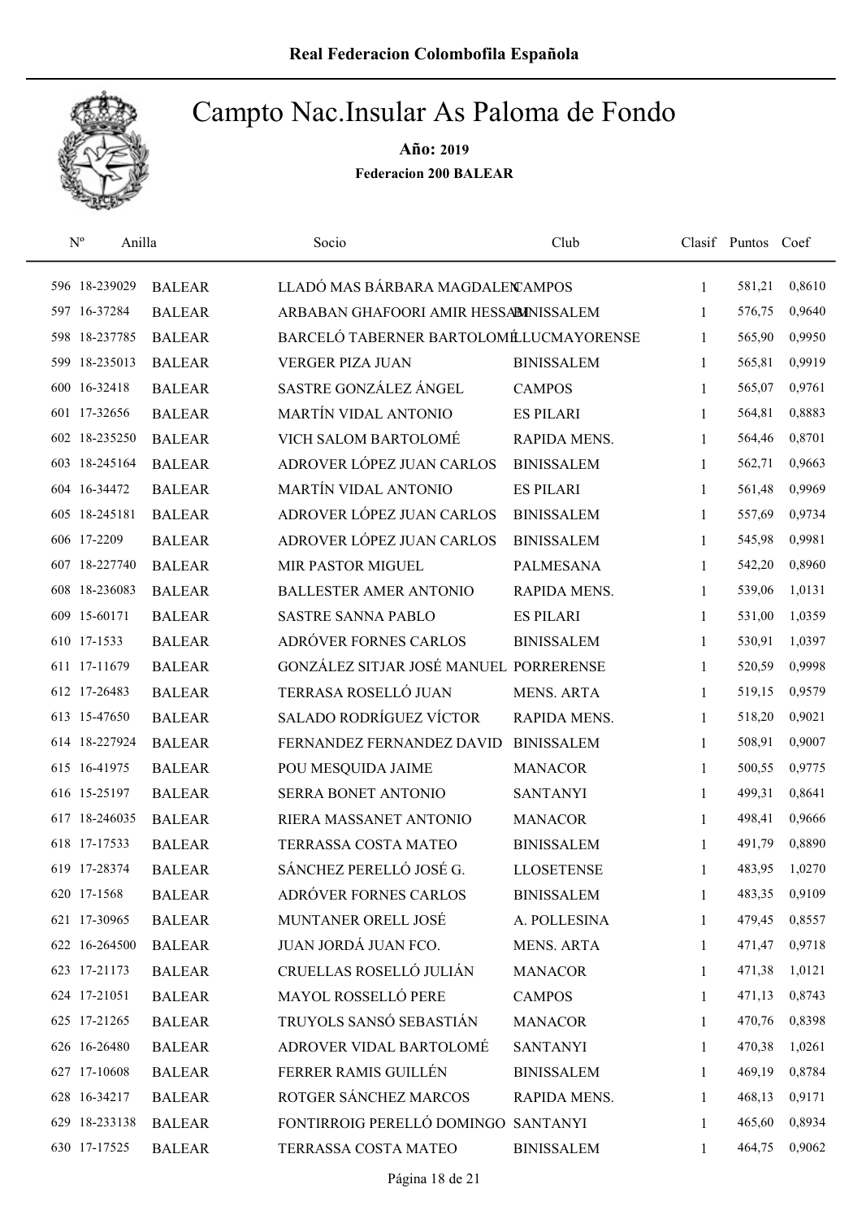Real Federacion Colombofila Española

# Campto Nac.Insular As Paloma de Fondo

**Año: 2019**

**Federacion 200 BALEAR**

| Nº | Anilla | | Socio | Club | Clasif | Puntos | Coef |
|---|---|---|---|---|---|---|---|
| 596 | 18-239029 | BALEAR | LLADÓ MAS BÁRBARA MAGDALEN | CAMPOS | 1 | 581,21 | 0,8610 |
| 597 | 16-37284 | BALEAR | ARBABAN GHAFOORI AMIR HESSAM | BINISSALEM | 1 | 576,75 | 0,9640 |
| 598 | 18-237785 | BALEAR | BARCELÓ TABERNER BARTOLOMÉ | LLUCMAYORENSE | 1 | 565,90 | 0,9950 |
| 599 | 18-235013 | BALEAR | VERGER PIZA JUAN | BINISSALEM | 1 | 565,81 | 0,9919 |
| 600 | 16-32418 | BALEAR | SASTRE GONZÁLEZ ÁNGEL | CAMPOS | 1 | 565,07 | 0,9761 |
| 601 | 17-32656 | BALEAR | MARTÍN VIDAL ANTONIO | ES PILARI | 1 | 564,81 | 0,8883 |
| 602 | 18-235250 | BALEAR | VICH SALOM BARTOLOMÉ | RAPIDA MENS. | 1 | 564,46 | 0,8701 |
| 603 | 18-245164 | BALEAR | ADROVER LÓPEZ JUAN CARLOS | BINISSALEM | 1 | 562,71 | 0,9663 |
| 604 | 16-34472 | BALEAR | MARTÍN VIDAL ANTONIO | ES PILARI | 1 | 561,48 | 0,9969 |
| 605 | 18-245181 | BALEAR | ADROVER LÓPEZ JUAN CARLOS | BINISSALEM | 1 | 557,69 | 0,9734 |
| 606 | 17-2209 | BALEAR | ADROVER LÓPEZ JUAN CARLOS | BINISSALEM | 1 | 545,98 | 0,9981 |
| 607 | 18-227740 | BALEAR | MIR PASTOR MIGUEL | PALMESANA | 1 | 542,20 | 0,8960 |
| 608 | 18-236083 | BALEAR | BALLESTER AMER ANTONIO | RAPIDA MENS. | 1 | 539,06 | 1,0131 |
| 609 | 15-60171 | BALEAR | SASTRE SANNA PABLO | ES PILARI | 1 | 531,00 | 1,0359 |
| 610 | 17-1533 | BALEAR | ADRÓVER FORNES CARLOS | BINISSALEM | 1 | 530,91 | 1,0397 |
| 611 | 17-11679 | BALEAR | GONZÁLEZ SITJAR JOSÉ MANUEL | PORRERENSE | 1 | 520,59 | 0,9998 |
| 612 | 17-26483 | BALEAR | TERRASA ROSELLÓ JUAN | MENS. ARTA | 1 | 519,15 | 0,9579 |
| 613 | 15-47650 | BALEAR | SALADO RODRÍGUEZ VÍCTOR | RAPIDA MENS. | 1 | 518,20 | 0,9021 |
| 614 | 18-227924 | BALEAR | FERNANDEZ FERNANDEZ DAVID | BINISSALEM | 1 | 508,91 | 0,9007 |
| 615 | 16-41975 | BALEAR | POU MESQUIDA JAIME | MANACOR | 1 | 500,55 | 0,9775 |
| 616 | 15-25197 | BALEAR | SERRA BONET ANTONIO | SANTANYI | 1 | 499,31 | 0,8641 |
| 617 | 18-246035 | BALEAR | RIERA MASSANET ANTONIO | MANACOR | 1 | 498,41 | 0,9666 |
| 618 | 17-17533 | BALEAR | TERRASSA COSTA MATEO | BINISSALEM | 1 | 491,79 | 0,8890 |
| 619 | 17-28374 | BALEAR | SÁNCHEZ PERELLÓ JOSÉ G. | LLOSETENSE | 1 | 483,95 | 1,0270 |
| 620 | 17-1568 | BALEAR | ADRÓVER FORNES CARLOS | BINISSALEM | 1 | 483,35 | 0,9109 |
| 621 | 17-30965 | BALEAR | MUNTANER ORELL JOSÉ | A. POLLESINA | 1 | 479,45 | 0,8557 |
| 622 | 16-264500 | BALEAR | JUAN JORDÁ JUAN FCO. | MENS. ARTA | 1 | 471,47 | 0,9718 |
| 623 | 17-21173 | BALEAR | CRUELLAS ROSELLÓ JULIÁN | MANACOR | 1 | 471,38 | 1,0121 |
| 624 | 17-21051 | BALEAR | MAYOL ROSSELLÓ PERE | CAMPOS | 1 | 471,13 | 0,8743 |
| 625 | 17-21265 | BALEAR | TRUYOLS SANSÓ SEBASTIÁN | MANACOR | 1 | 470,76 | 0,8398 |
| 626 | 16-26480 | BALEAR | ADROVER VIDAL BARTOLOMÉ | SANTANYI | 1 | 470,38 | 1,0261 |
| 627 | 17-10608 | BALEAR | FERRER RAMIS GUILLÉN | BINISSALEM | 1 | 469,19 | 0,8784 |
| 628 | 16-34217 | BALEAR | ROTGER SÁNCHEZ MARCOS | RAPIDA MENS. | 1 | 468,13 | 0,9171 |
| 629 | 18-233138 | BALEAR | FONTIRROIG PERELLÓ DOMINGO | SANTANYI | 1 | 465,60 | 0,8934 |
| 630 | 17-17525 | BALEAR | TERRASSA COSTA MATEO | BINISSALEM | 1 | 464,75 | 0,9062 |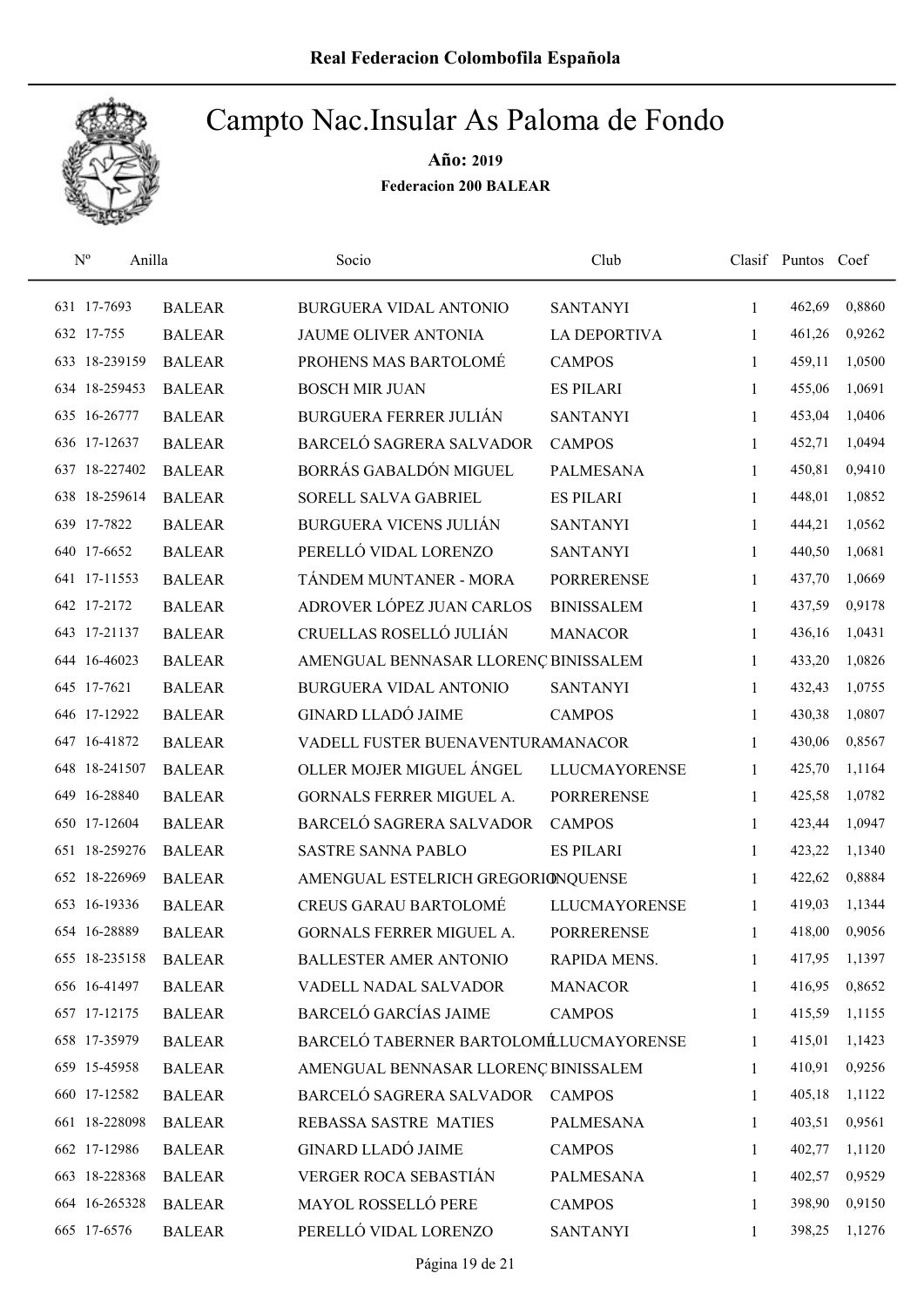# Campto Nac.Insular As Paloma de Fondo

**Año: 2019**

**Federacion 200 BALEAR**

| Nº | Anilla | | Socio | Club | Clasif | Puntos | Coef |
|---|---|---|---|---|---|---|---|
| 631 | 17-7693 | BALEAR | BURGUERA VIDAL ANTONIO | SANTANYI | 1 | 462,69 | 0,8860 |
| 632 | 17-755 | BALEAR | JAUME OLIVER ANTONIA | LA DEPORTIVA | 1 | 461,26 | 0,9262 |
| 633 | 18-239159 | BALEAR | PROHENS MAS BARTOLOMÉ | CAMPOS | 1 | 459,11 | 1,0500 |
| 634 | 18-259453 | BALEAR | BOSCH MIR JUAN | ES PILARI | 1 | 455,06 | 1,0691 |
| 635 | 16-26777 | BALEAR | BURGUERA FERRER JULIÁN | SANTANYI | 1 | 453,04 | 1,0406 |
| 636 | 17-12637 | BALEAR | BARCELÓ SAGRERA SALVADOR | CAMPOS | 1 | 452,71 | 1,0494 |
| 637 | 18-227402 | BALEAR | BORRÁS GABALDÓN MIGUEL | PALMESANA | 1 | 450,81 | 0,9410 |
| 638 | 18-259614 | BALEAR | SORELL SALVA GABRIEL | ES PILARI | 1 | 448,01 | 1,0852 |
| 639 | 17-7822 | BALEAR | BURGUERA VICENS JULIÁN | SANTANYI | 1 | 444,21 | 1,0562 |
| 640 | 17-6652 | BALEAR | PERELLÓ VIDAL LORENZO | SANTANYI | 1 | 440,50 | 1,0681 |
| 641 | 17-11553 | BALEAR | TÁNDEM MUNTANER - MORA | PORRERENSE | 1 | 437,70 | 1,0669 |
| 642 | 17-2172 | BALEAR | ADROVER LÓPEZ JUAN CARLOS | BINISSALEM | 1 | 437,59 | 0,9178 |
| 643 | 17-21137 | BALEAR | CRUELLAS ROSELLÓ JULIÁN | MANACOR | 1 | 436,16 | 1,0431 |
| 644 | 16-46023 | BALEAR | AMENGUAL BENNASAR LLORENÇ | BINISSALEM | 1 | 433,20 | 1,0826 |
| 645 | 17-7621 | BALEAR | BURGUERA VIDAL ANTONIO | SANTANYI | 1 | 432,43 | 1,0755 |
| 646 | 17-12922 | BALEAR | GINARD LLADÓ JAIME | CAMPOS | 1 | 430,38 | 1,0807 |
| 647 | 16-41872 | BALEAR | VADELL FUSTER BUENAVENTURA | MANACOR | 1 | 430,06 | 0,8567 |
| 648 | 18-241507 | BALEAR | OLLER MOJER MIGUEL ÁNGEL | LLUCMAYORENSE | 1 | 425,70 | 1,1164 |
| 649 | 16-28840 | BALEAR | GORNALS FERRER MIGUEL A. | PORRERENSE | 1 | 425,58 | 1,0782 |
| 650 | 17-12604 | BALEAR | BARCELÓ SAGRERA SALVADOR | CAMPOS | 1 | 423,44 | 1,0947 |
| 651 | 18-259276 | BALEAR | SASTRE SANNA PABLO | ES PILARI | 1 | 423,22 | 1,1340 |
| 652 | 18-226969 | BALEAR | AMENGUAL ESTELRICH GREGORIO | INQUENSE | 1 | 422,62 | 0,8884 |
| 653 | 16-19336 | BALEAR | CREUS GARAU BARTOLOMÉ | LLUCMAYORENSE | 1 | 419,03 | 1,1344 |
| 654 | 16-28889 | BALEAR | GORNALS FERRER MIGUEL A. | PORRERENSE | 1 | 418,00 | 0,9056 |
| 655 | 18-235158 | BALEAR | BALLESTER AMER ANTONIO | RAPIDA MENS. | 1 | 417,95 | 1,1397 |
| 656 | 16-41497 | BALEAR | VADELL NADAL SALVADOR | MANACOR | 1 | 416,95 | 0,8652 |
| 657 | 17-12175 | BALEAR | BARCELÓ GARCÍAS JAIME | CAMPOS | 1 | 415,59 | 1,1155 |
| 658 | 17-35979 | BALEAR | BARCELÓ TABERNER BARTOLOMÉ | LLUCMAYORENSE | 1 | 415,01 | 1,1423 |
| 659 | 15-45958 | BALEAR | AMENGUAL BENNASAR LLORENÇ | BINISSALEM | 1 | 410,91 | 0,9256 |
| 660 | 17-12582 | BALEAR | BARCELÓ SAGRERA SALVADOR | CAMPOS | 1 | 405,18 | 1,1122 |
| 661 | 18-228098 | BALEAR | REBASSA SASTRE MATIES | PALMESANA | 1 | 403,51 | 0,9561 |
| 662 | 17-12986 | BALEAR | GINARD LLADÓ JAIME | CAMPOS | 1 | 402,77 | 1,1120 |
| 663 | 18-228368 | BALEAR | VERGER ROCA SEBASTIÁN | PALMESANA | 1 | 402,57 | 0,9529 |
| 664 | 16-265328 | BALEAR | MAYOL ROSSELLÓ PERE | CAMPOS | 1 | 398,90 | 0,9150 |
| 665 | 17-6576 | BALEAR | PERELLÓ VIDAL LORENZO | SANTANYI | 1 | 398,25 | 1,1276 |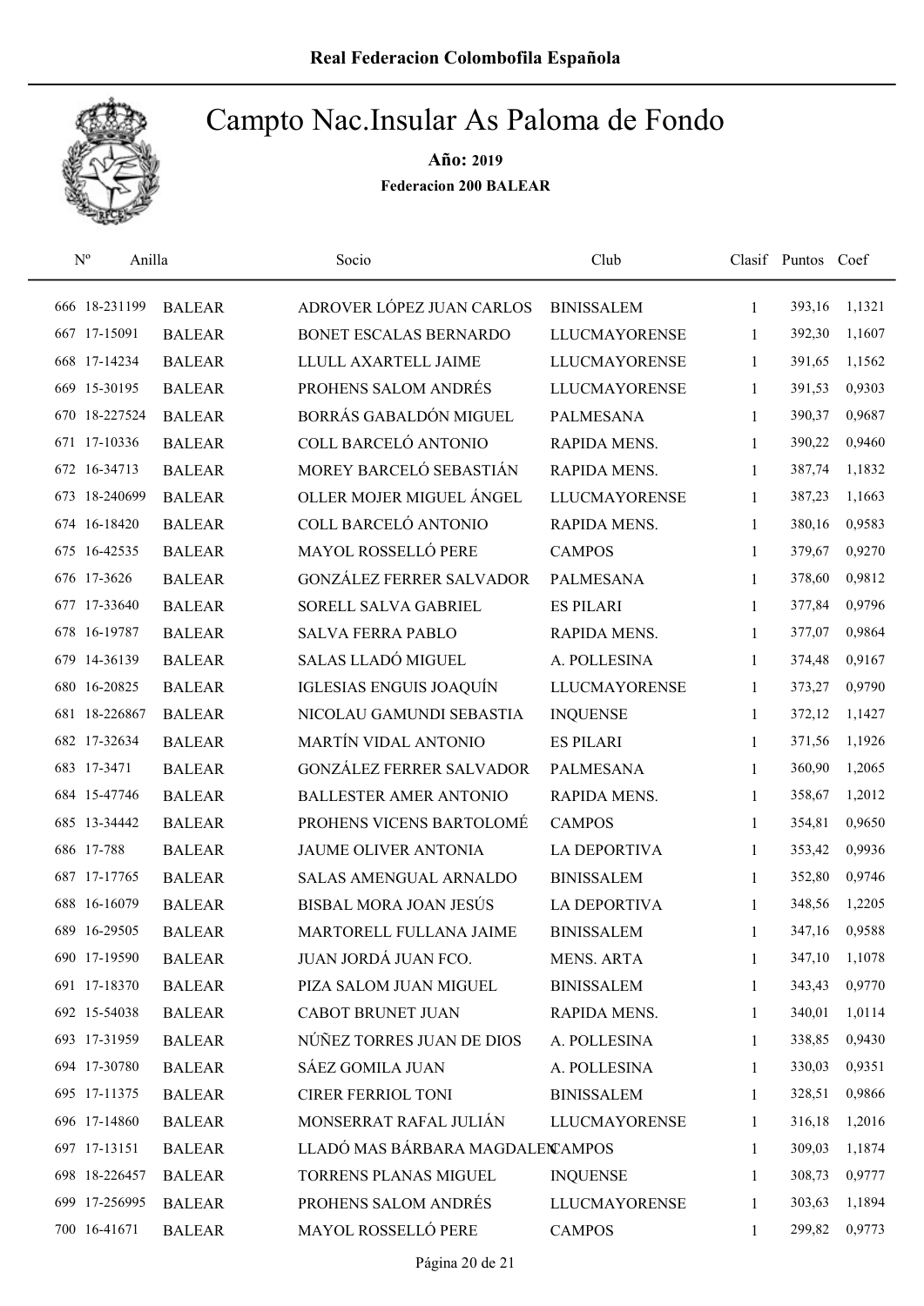# Campto Nac.Insular As Paloma de Fondo

**Año: 2019**

**Federacion 200 BALEAR**

| Nº | Anilla | | Socio | Club | Clasif | Puntos | Coef |
|---|---|---|---|---|---|---|---|
| 666 | 18-231199 | BALEAR | ADROVER LÓPEZ JUAN CARLOS | BINISSALEM | 1 | 393,16 | 1,1321 |
| 667 | 17-15091 | BALEAR | BONET ESCALAS BERNARDO | LLUCMAYORENSE | 1 | 392,30 | 1,1607 |
| 668 | 17-14234 | BALEAR | LLULL AXARTELL JAIME | LLUCMAYORENSE | 1 | 391,65 | 1,1562 |
| 669 | 15-30195 | BALEAR | PROHENS SALOM ANDRÉS | LLUCMAYORENSE | 1 | 391,53 | 0,9303 |
| 670 | 18-227524 | BALEAR | BORRÁS GABALDÓN MIGUEL | PALMESANA | 1 | 390,37 | 0,9687 |
| 671 | 17-10336 | BALEAR | COLL BARCELÓ ANTONIO | RAPIDA MENS. | 1 | 390,22 | 0,9460 |
| 672 | 16-34713 | BALEAR | MOREY BARCELÓ SEBASTIÁN | RAPIDA MENS. | 1 | 387,74 | 1,1832 |
| 673 | 18-240699 | BALEAR | OLLER MOJER MIGUEL ÁNGEL | LLUCMAYORENSE | 1 | 387,23 | 1,1663 |
| 674 | 16-18420 | BALEAR | COLL BARCELÓ ANTONIO | RAPIDA MENS. | 1 | 380,16 | 0,9583 |
| 675 | 16-42535 | BALEAR | MAYOL ROSSELLÓ PERE | CAMPOS | 1 | 379,67 | 0,9270 |
| 676 | 17-3626 | BALEAR | GONZÁLEZ FERRER SALVADOR | PALMESANA | 1 | 378,60 | 0,9812 |
| 677 | 17-33640 | BALEAR | SORELL SALVA GABRIEL | ES PILARI | 1 | 377,84 | 0,9796 |
| 678 | 16-19787 | BALEAR | SALVA FERRA PABLO | RAPIDA MENS. | 1 | 377,07 | 0,9864 |
| 679 | 14-36139 | BALEAR | SALAS LLADÓ MIGUEL | A. POLLESINA | 1 | 374,48 | 0,9167 |
| 680 | 16-20825 | BALEAR | IGLESIAS ENGUIS JOAQUÍN | LLUCMAYORENSE | 1 | 373,27 | 0,9790 |
| 681 | 18-226867 | BALEAR | NICOLAU GAMUNDI SEBASTIA | INQUENSE | 1 | 372,12 | 1,1427 |
| 682 | 17-32634 | BALEAR | MARTÍN VIDAL ANTONIO | ES PILARI | 1 | 371,56 | 1,1926 |
| 683 | 17-3471 | BALEAR | GONZÁLEZ FERRER SALVADOR | PALMESANA | 1 | 360,90 | 1,2065 |
| 684 | 15-47746 | BALEAR | BALLESTER AMER ANTONIO | RAPIDA MENS. | 1 | 358,67 | 1,2012 |
| 685 | 13-34442 | BALEAR | PROHENS VICENS BARTOLOMÉ | CAMPOS | 1 | 354,81 | 0,9650 |
| 686 | 17-788 | BALEAR | JAUME OLIVER ANTONIA | LA DEPORTIVA | 1 | 353,42 | 0,9936 |
| 687 | 17-17765 | BALEAR | SALAS AMENGUAL ARNALDO | BINISSALEM | 1 | 352,80 | 0,9746 |
| 688 | 16-16079 | BALEAR | BISBAL MORA JOAN JESÚS | LA DEPORTIVA | 1 | 348,56 | 1,2205 |
| 689 | 16-29505 | BALEAR | MARTORELL FULLANA JAIME | BINISSALEM | 1 | 347,16 | 0,9588 |
| 690 | 17-19590 | BALEAR | JUAN JORDÁ JUAN FCO. | MENS. ARTA | 1 | 347,10 | 1,1078 |
| 691 | 17-18370 | BALEAR | PIZA SALOM JUAN MIGUEL | BINISSALEM | 1 | 343,43 | 0,9770 |
| 692 | 15-54038 | BALEAR | CABOT BRUNET JUAN | RAPIDA MENS. | 1 | 340,01 | 1,0114 |
| 693 | 17-31959 | BALEAR | NÚÑEZ TORRES JUAN DE DIOS | A. POLLESINA | 1 | 338,85 | 0,9430 |
| 694 | 17-30780 | BALEAR | SÁEZ GOMILA JUAN | A. POLLESINA | 1 | 330,03 | 0,9351 |
| 695 | 17-11375 | BALEAR | CIRER FERRIOL TONI | BINISSALEM | 1 | 328,51 | 0,9866 |
| 696 | 17-14860 | BALEAR | MONSERRAT RAFAL JULIÁN | LLUCMAYORENSE | 1 | 316,18 | 1,2016 |
| 697 | 17-13151 | BALEAR | LLADÓ MAS BÁRBARA MAGDALEN | CAMPOS | 1 | 309,03 | 1,1874 |
| 698 | 18-226457 | BALEAR | TORRENS PLANAS MIGUEL | INQUENSE | 1 | 308,73 | 0,9777 |
| 699 | 17-256995 | BALEAR | PROHENS SALOM ANDRÉS | LLUCMAYORENSE | 1 | 303,63 | 1,1894 |
| 700 | 16-41671 | BALEAR | MAYOL ROSSELLÓ PERE | CAMPOS | 1 | 299,82 | 0,9773 |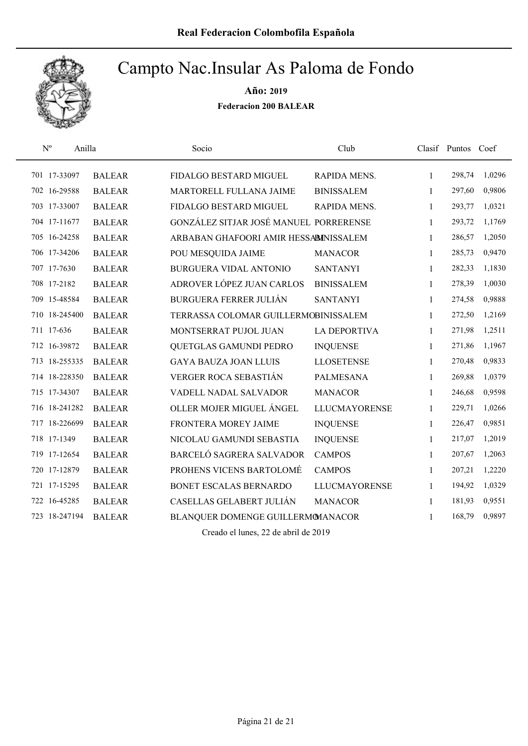# Campto Nac.Insular As Paloma de Fondo

**Año: 2019**

**Federacion 200 BALEAR**

| Nº | Anilla | | Socio | Club | Clasif | Puntos | Coef |
|---|---|---|---|---|---|---|---|
| 701 | 17-33097 | BALEAR | FIDALGO BESTARD MIGUEL | RAPIDA MENS. | 1 | 298,74 | 1,0296 |
| 702 | 16-29588 | BALEAR | MARTORELL FULLANA JAIME | BINISSALEM | 1 | 297,60 | 0,9806 |
| 703 | 17-33007 | BALEAR | FIDALGO BESTARD MIGUEL | RAPIDA MENS. | 1 | 293,77 | 1,0321 |
| 704 | 17-11677 | BALEAR | GONZÁLEZ SITJAR JOSÉ MANUEL | PORRERENSE | 1 | 293,72 | 1,1769 |
| 705 | 16-24258 | BALEAR | ARBABAN GHAFOORI AMIR HESSAM | BINISSALEM | 1 | 286,57 | 1,2050 |
| 706 | 17-34206 | BALEAR | POU MESQUIDA JAIME | MANACOR | 1 | 285,73 | 0,9470 |
| 707 | 17-7630 | BALEAR | BURGUERA VIDAL ANTONIO | SANTANYI | 1 | 282,33 | 1,1830 |
| 708 | 17-2182 | BALEAR | ADROVER LÓPEZ JUAN CARLOS | BINISSALEM | 1 | 278,39 | 1,0030 |
| 709 | 15-48584 | BALEAR | BURGUERA FERRER JULIÁN | SANTANYI | 1 | 274,58 | 0,9888 |
| 710 | 18-245400 | BALEAR | TERRASSA COLOMAR GUILLERMO | BINISSALEM | 1 | 272,50 | 1,2169 |
| 711 | 17-636 | BALEAR | MONTSERRAT PUJOL JUAN | LA DEPORTIVA | 1 | 271,98 | 1,2511 |
| 712 | 16-39872 | BALEAR | QUETGLAS GAMUNDI PEDRO | INQUENSE | 1 | 271,86 | 1,1967 |
| 713 | 18-255335 | BALEAR | GAYA BAUZA JOAN LLUIS | LLOSETENSE | 1 | 270,48 | 0,9833 |
| 714 | 18-228350 | BALEAR | VERGER ROCA SEBASTIÁN | PALMESANA | 1 | 269,88 | 1,0379 |
| 715 | 17-34307 | BALEAR | VADELL NADAL SALVADOR | MANACOR | 1 | 246,68 | 0,9598 |
| 716 | 18-241282 | BALEAR | OLLER MOJER MIGUEL ÁNGEL | LLUCMAYORENSE | 1 | 229,71 | 1,0266 |
| 717 | 18-226699 | BALEAR | FRONTERA MOREY JAIME | INQUENSE | 1 | 226,47 | 0,9851 |
| 718 | 17-1349 | BALEAR | NICOLAU GAMUNDI SEBASTIA | INQUENSE | 1 | 217,07 | 1,2019 |
| 719 | 17-12654 | BALEAR | BARCELÓ SAGRERA SALVADOR | CAMPOS | 1 | 207,67 | 1,2063 |
| 720 | 17-12879 | BALEAR | PROHENS VICENS BARTOLOMÉ | CAMPOS | 1 | 207,21 | 1,2220 |
| 721 | 17-15295 | BALEAR | BONET ESCALAS BERNARDO | LLUCMAYORENSE | 1 | 194,92 | 1,0329 |
| 722 | 16-45285 | BALEAR | CASELLAS GELABERT JULIÁN | MANACOR | 1 | 181,93 | 0,9551 |
| 723 | 18-247194 | BALEAR | BLANQUER DOMENGE GUILLERMO | MANACOR | 1 | 168,79 | 0,9897 |

Creado el lunes, 22 de abril de 2019